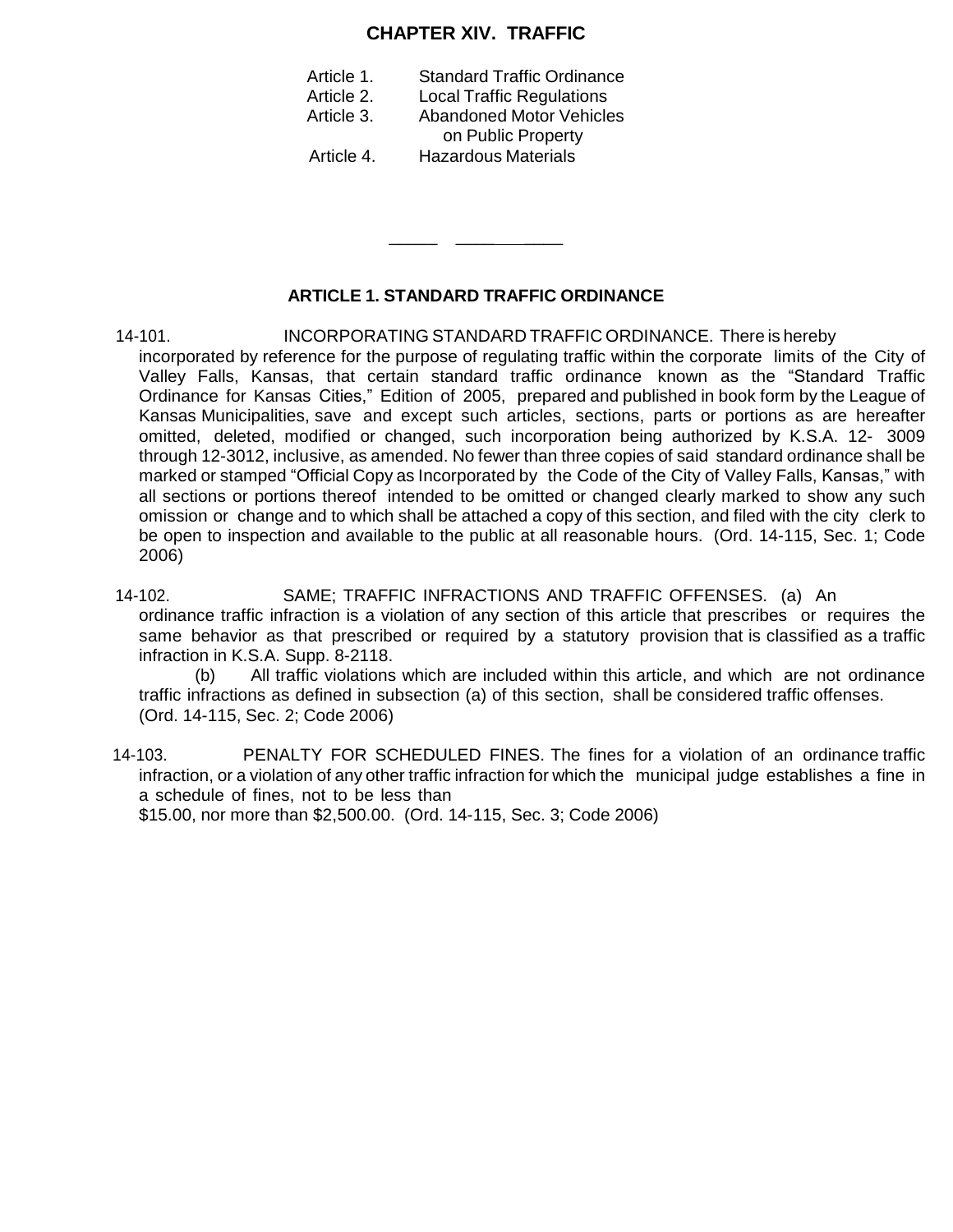# CHAPTER XIV. TRAFFIC

Article 1. Standard Traffic Ordinance
Article 2. Local Traffic Regulations
Article 3. Abandoned Motor Vehicles on Public Property
Article 4. Hazardous Materials

---

## ARTICLE 1. STANDARD TRAFFIC ORDINANCE

14-101. INCORPORATING STANDARD TRAFFIC ORDINANCE. There is hereby incorporated by reference for the purpose of regulating traffic within the corporate limits of the City of Valley Falls, Kansas, that certain standard traffic ordinance known as the "Standard Traffic Ordinance for Kansas Cities," Edition of 2005, prepared and published in book form by the League of Kansas Municipalities, save and except such articles, sections, parts or portions as are hereafter omitted, deleted, modified or changed, such incorporation being authorized by K.S.A. 12- 3009 through 12-3012, inclusive, as amended. No fewer than three copies of said standard ordinance shall be marked or stamped "Official Copy as Incorporated by the Code of the City of Valley Falls, Kansas," with all sections or portions thereof intended to be omitted or changed clearly marked to show any such omission or change and to which shall be attached a copy of this section, and filed with the city clerk to be open to inspection and available to the public at all reasonable hours. (Ord. 14-115, Sec. 1; Code 2006)

14-102. SAME; TRAFFIC INFRACTIONS AND TRAFFIC OFFENSES. (a) An ordinance traffic infraction is a violation of any section of this article that prescribes or requires the same behavior as that prescribed or required by a statutory provision that is classified as a traffic infraction in K.S.A. Supp. 8-2118.

(b) All traffic violations which are included within this article, and which are not ordinance traffic infractions as defined in subsection (a) of this section, shall be considered traffic offenses. (Ord. 14-115, Sec. 2; Code 2006)

14-103. PENALTY FOR SCHEDULED FINES. The fines for a violation of an ordinance traffic infraction, or a violation of any other traffic infraction for which the municipal judge establishes a fine in a schedule of fines, not to be less than $15.00, nor more than $2,500.00. (Ord. 14-115, Sec. 3; Code 2006)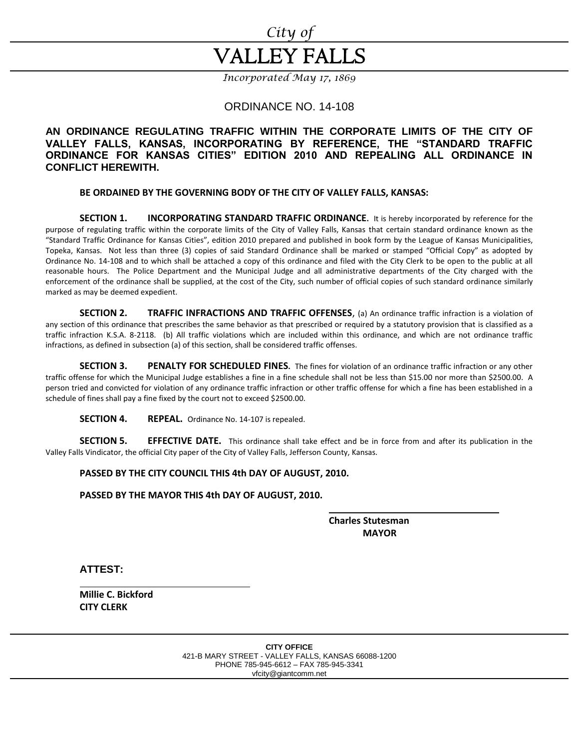*City of*

# VALLEY FALLS

*Incorporated May 17, 1869*

## ORDINANCE NO. 14-108

**AN ORDINANCE REGULATING TRAFFIC WITHIN THE CORPORATE LIMITS OF THE CITY OF VALLEY FALLS, KANSAS, INCORPORATING BY REFERENCE, THE "STANDARD TRAFFIC ORDINANCE FOR KANSAS CITIES" EDITION 2010 AND REPEALING ALL ORDINANCE IN CONFLICT HEREWITH.**

**BE ORDAINED BY THE GOVERNING BODY OF THE CITY OF VALLEY FALLS, KANSAS:**

**SECTION 1. INCORPORATING STANDARD TRAFFIC ORDINANCE**. It is hereby incorporated by reference for the purpose of regulating traffic within the corporate limits of the City of Valley Falls, Kansas that certain standard ordinance known as the "Standard Traffic Ordinance for Kansas Cities", edition 2010 prepared and published in book form by the League of Kansas Municipalities, Topeka, Kansas. Not less than three (3) copies of said Standard Ordinance shall be marked or stamped "Official Copy" as adopted by Ordinance No. 14-108 and to which shall be attached a copy of this ordinance and filed with the City Clerk to be open to the public at all reasonable hours. The Police Department and the Municipal Judge and all administrative departments of the City charged with the enforcement of the ordinance shall be supplied, at the cost of the City, such number of official copies of such standard ordinance similarly marked as may be deemed expedient.

**SECTION 2. TRAFFIC INFRACTIONS AND TRAFFIC OFFENSES**, (a) An ordinance traffic infraction is a violation of any section of this ordinance that prescribes the same behavior as that prescribed or required by a statutory provision that is classified as a traffic infraction K.S.A. 8-2118. (b) All traffic violations which are included within this ordinance, and which are not ordinance traffic infractions, as defined in subsection (a) of this section, shall be considered traffic offenses.

**SECTION 3. PENALTY FOR SCHEDULED FINES.** The fines for violation of an ordinance traffic infraction or any other traffic offense for which the Municipal Judge establishes a fine in a fine schedule shall not be less than $15.00 nor more than $2500.00. A person tried and convicted for violation of any ordinance traffic infraction or other traffic offense for which a fine has been established in a schedule of fines shall pay a fine fixed by the court not to exceed $2500.00.

**SECTION 4. REPEAL.** Ordinance No. 14-107 is repealed.

**SECTION 5. EFFECTIVE DATE.** This ordinance shall take effect and be in force from and after its publication in the Valley Falls Vindicator, the official City paper of the City of Valley Falls, Jefferson County, Kansas.

**PASSED BY THE CITY COUNCIL THIS 4th DAY OF AUGUST, 2010.**

**PASSED BY THE MAYOR THIS 4th DAY OF AUGUST, 2010.**

**Charles Stutesman**
**MAYOR**

**ATTEST:**

**Millie C. Bickford**
**CITY CLERK**

**CITY OFFICE**
421-B MARY STREET - VALLEY FALLS, KANSAS 66088-1200
PHONE 785-945-6612 – FAX 785-945-3341
vfcity@giantcomm.net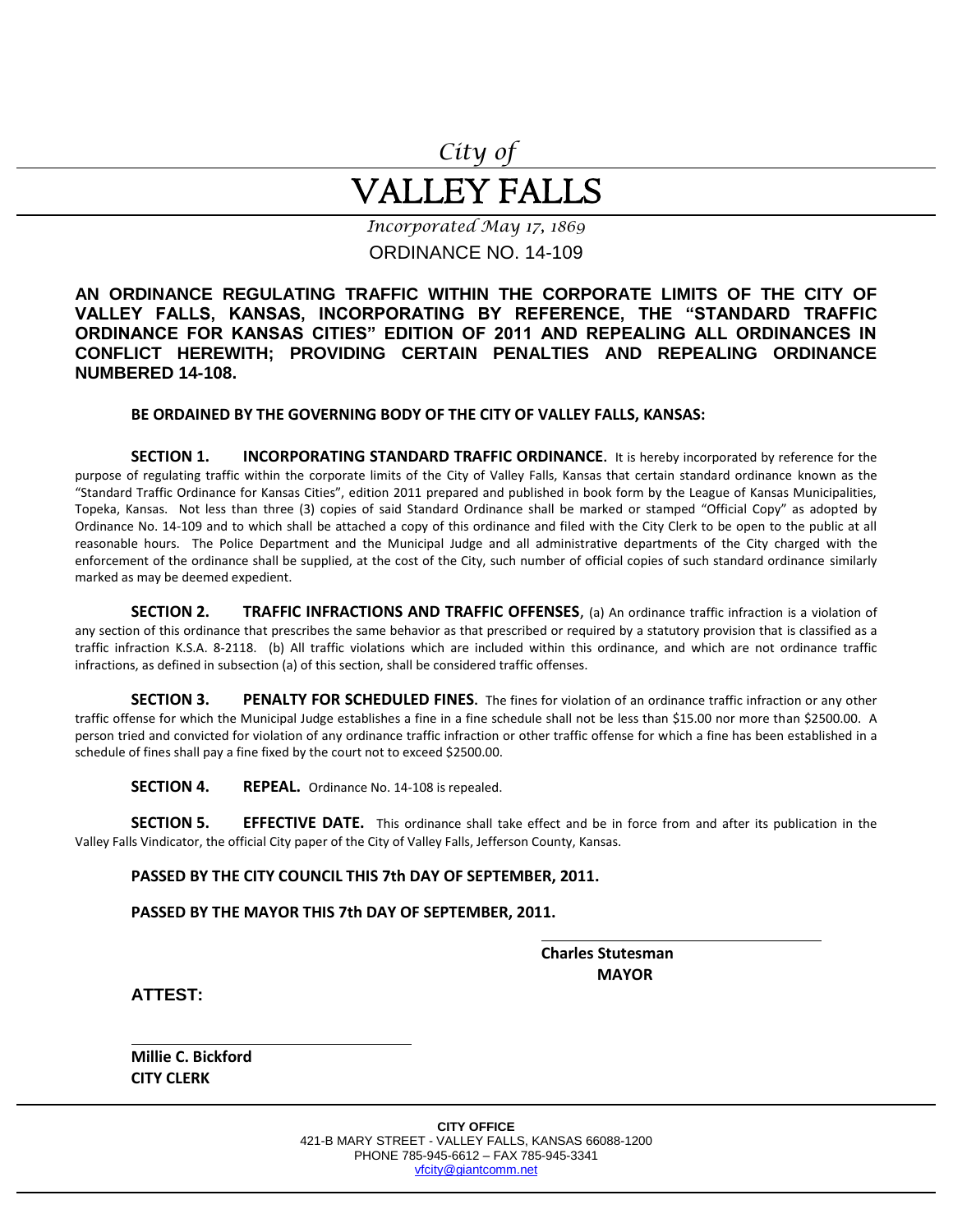*City of*

# VALLEY FALLS

*Incorporated May 17, 1869*

ORDINANCE NO. 14-109

**AN ORDINANCE REGULATING TRAFFIC WITHIN THE CORPORATE LIMITS OF THE CITY OF VALLEY FALLS, KANSAS, INCORPORATING BY REFERENCE, THE "STANDARD TRAFFIC ORDINANCE FOR KANSAS CITIES" EDITION OF 2011 AND REPEALING ALL ORDINANCES IN CONFLICT HEREWITH; PROVIDING CERTAIN PENALTIES AND REPEALING ORDINANCE NUMBERED 14-108.**

**BE ORDAINED BY THE GOVERNING BODY OF THE CITY OF VALLEY FALLS, KANSAS:**

**SECTION 1. INCORPORATING STANDARD TRAFFIC ORDINANCE**. It is hereby incorporated by reference for the purpose of regulating traffic within the corporate limits of the City of Valley Falls, Kansas that certain standard ordinance known as the "Standard Traffic Ordinance for Kansas Cities", edition 2011 prepared and published in book form by the League of Kansas Municipalities, Topeka, Kansas. Not less than three (3) copies of said Standard Ordinance shall be marked or stamped "Official Copy" as adopted by Ordinance No. 14-109 and to which shall be attached a copy of this ordinance and filed with the City Clerk to be open to the public at all reasonable hours. The Police Department and the Municipal Judge and all administrative departments of the City charged with the enforcement of the ordinance shall be supplied, at the cost of the City, such number of official copies of such standard ordinance similarly marked as may be deemed expedient.

**SECTION 2. TRAFFIC INFRACTIONS AND TRAFFIC OFFENSES**, (a) An ordinance traffic infraction is a violation of any section of this ordinance that prescribes the same behavior as that prescribed or required by a statutory provision that is classified as a traffic infraction K.S.A. 8-2118. (b) All traffic violations which are included within this ordinance, and which are not ordinance traffic infractions, as defined in subsection (a) of this section, shall be considered traffic offenses.

**SECTION 3. PENALTY FOR SCHEDULED FINES.** The fines for violation of an ordinance traffic infraction or any other traffic offense for which the Municipal Judge establishes a fine in a fine schedule shall not be less than $15.00 nor more than $2500.00. A person tried and convicted for violation of any ordinance traffic infraction or other traffic offense for which a fine has been established in a schedule of fines shall pay a fine fixed by the court not to exceed $2500.00.

**SECTION 4. REPEAL.** Ordinance No. 14-108 is repealed.

**SECTION 5. EFFECTIVE DATE.** This ordinance shall take effect and be in force from and after its publication in the Valley Falls Vindicator, the official City paper of the City of Valley Falls, Jefferson County, Kansas.

**PASSED BY THE CITY COUNCIL THIS 7th DAY OF SEPTEMBER, 2011.**

**PASSED BY THE MAYOR THIS 7th DAY OF SEPTEMBER, 2011.**

**Charles Stutesman**
**MAYOR**

**ATTEST:**

**Millie C. Bickford**
**CITY CLERK**

**CITY OFFICE**
421-B MARY STREET - VALLEY FALLS, KANSAS 66088-1200
PHONE 785-945-6612 – FAX 785-945-3341
vfcity@giantcomm.net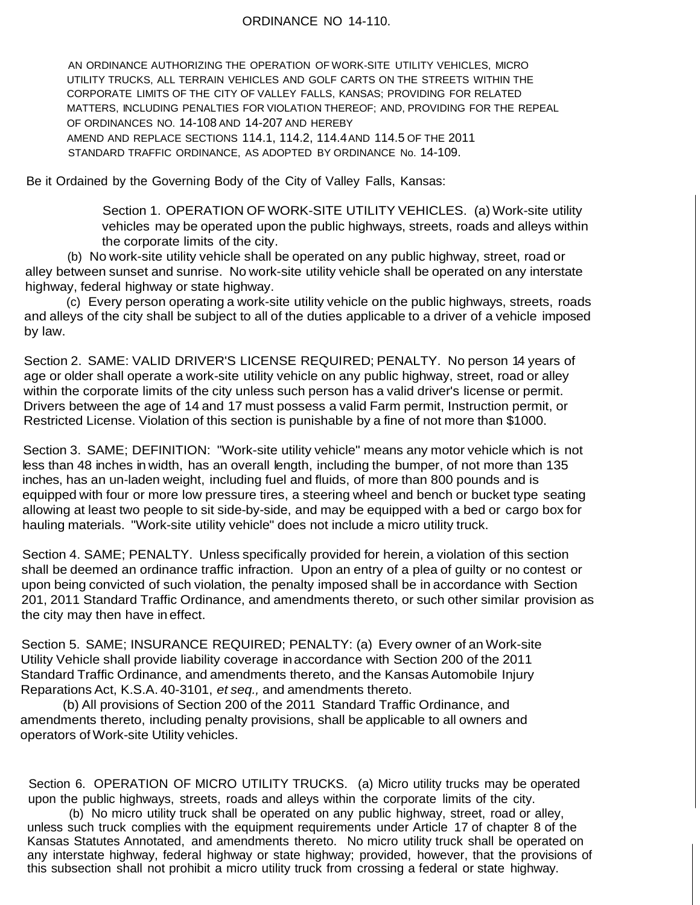# ORDINANCE NO 14-110.

AN ORDINANCE AUTHORIZING THE OPERATION OF WORK-SITE UTILITY VEHICLES, MICRO UTILITY TRUCKS, ALL TERRAIN VEHICLES AND GOLF CARTS ON THE STREETS WITHIN THE CORPORATE LIMITS OF THE CITY OF VALLEY FALLS, KANSAS; PROVIDING FOR RELATED MATTERS, INCLUDING PENALTIES FOR VIOLATION THEREOF; AND, PROVIDING FOR THE REPEAL OF ORDINANCES NO. 14-108 AND 14-207 AND HEREBY AMEND AND REPLACE SECTIONS 114.1, 114.2, 114.4 AND 114.5 OF THE 2011 STANDARD TRAFFIC ORDINANCE, AS ADOPTED BY ORDINANCE No. 14-109.

Be it Ordained by the Governing Body of the City of Valley Falls, Kansas:

Section 1. OPERATION OF WORK-SITE UTILITY VEHICLES. (a) Work-site utility vehicles may be operated upon the public highways, streets, roads and alleys within the corporate limits of the city.

(b) No work-site utility vehicle shall be operated on any public highway, street, road or alley between sunset and sunrise. No work-site utility vehicle shall be operated on any interstate highway, federal highway or state highway.

(c) Every person operating a work-site utility vehicle on the public highways, streets, roads and alleys of the city shall be subject to all of the duties applicable to a driver of a vehicle imposed by law.

Section 2. SAME: VALID DRIVER'S LICENSE REQUIRED; PENALTY. No person 14 years of age or older shall operate a work-site utility vehicle on any public highway, street, road or alley within the corporate limits of the city unless such person has a valid driver's license or permit. Drivers between the age of 14 and 17 must possess a valid Farm permit, Instruction permit, or Restricted License. Violation of this section is punishable by a fine of not more than $1000.

Section 3. SAME; DEFINITION: "Work-site utility vehicle" means any motor vehicle which is not less than 48 inches in width, has an overall length, including the bumper, of not more than 135 inches, has an un-laden weight, including fuel and fluids, of more than 800 pounds and is equipped with four or more low pressure tires, a steering wheel and bench or bucket type seating allowing at least two people to sit side-by-side, and may be equipped with a bed or cargo box for hauling materials. "Work-site utility vehicle" does not include a micro utility truck.

Section 4. SAME; PENALTY. Unless specifically provided for herein, a violation of this section shall be deemed an ordinance traffic infraction. Upon an entry of a plea of guilty or no contest or upon being convicted of such violation, the penalty imposed shall be in accordance with Section 201, 2011 Standard Traffic Ordinance, and amendments thereto, or such other similar provision as the city may then have in effect.

Section 5. SAME; INSURANCE REQUIRED; PENALTY: (a) Every owner of an Work-site Utility Vehicle shall provide liability coverage in accordance with Section 200 of the 2011 Standard Traffic Ordinance, and amendments thereto, and the Kansas Automobile Injury Reparations Act, K.S.A. 40-3101, *et seq.,* and amendments thereto.

(b) All provisions of Section 200 of the 2011 Standard Traffic Ordinance, and amendments thereto, including penalty provisions, shall be applicable to all owners and operators of Work-site Utility vehicles.

Section 6. OPERATION OF MICRO UTILITY TRUCKS. (a) Micro utility trucks may be operated upon the public highways, streets, roads and alleys within the corporate limits of the city.

(b) No micro utility truck shall be operated on any public highway, street, road or alley, unless such truck complies with the equipment requirements under Article 17 of chapter 8 of the Kansas Statutes Annotated, and amendments thereto. No micro utility truck shall be operated on any interstate highway, federal highway or state highway; provided, however, that the provisions of this subsection shall not prohibit a micro utility truck from crossing a federal or state highway.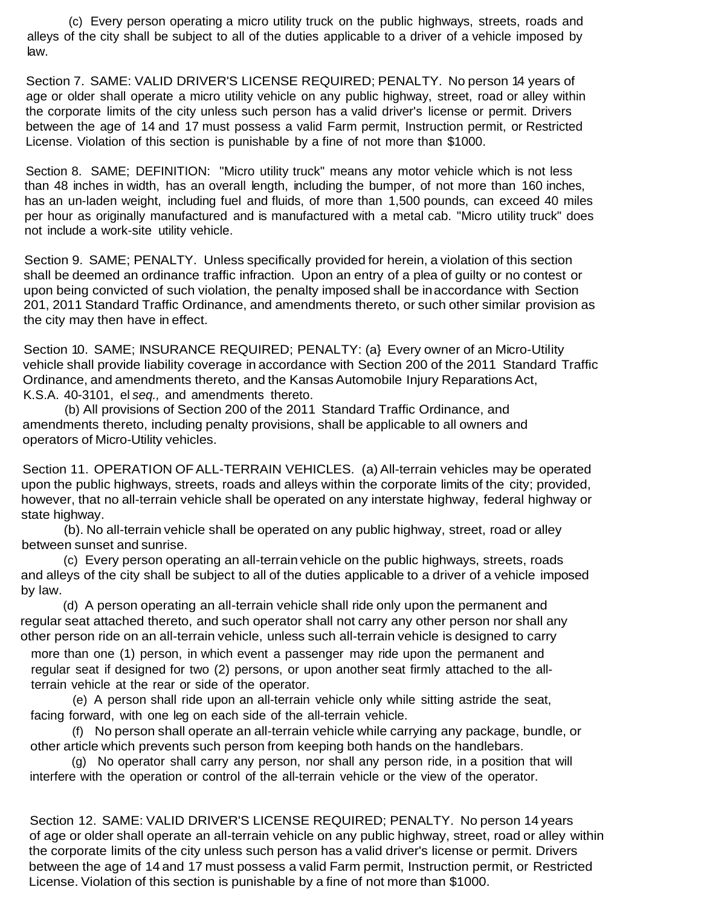(c) Every person operating a micro utility truck on the public highways, streets, roads and alleys of the city shall be subject to all of the duties applicable to a driver of a vehicle imposed by law.

Section 7. SAME: VALID DRIVER'S LICENSE REQUIRED; PENALTY. No person 14 years of age or older shall operate a micro utility vehicle on any public highway, street, road or alley within the corporate limits of the city unless such person has a valid driver's license or permit. Drivers between the age of 14 and 17 must possess a valid Farm permit, Instruction permit, or Restricted License. Violation of this section is punishable by a fine of not more than $1000.

Section 8. SAME; DEFINITION: "Micro utility truck" means any motor vehicle which is not less than 48 inches in width, has an overall length, including the bumper, of not more than 160 inches, has an un-laden weight, including fuel and fluids, of more than 1,500 pounds, can exceed 40 miles per hour as originally manufactured and is manufactured with a metal cab. "Micro utility truck" does not include a work-site utility vehicle.

Section 9. SAME; PENALTY. Unless specifically provided for herein, a violation of this section shall be deemed an ordinance traffic infraction. Upon an entry of a plea of guilty or no contest or upon being convicted of such violation, the penalty imposed shall be in accordance with Section 201, 2011 Standard Traffic Ordinance, and amendments thereto, or such other similar provision as the city may then have in effect.

Section 10. SAME; INSURANCE REQUIRED; PENALTY: (a} Every owner of an Micro-Utility vehicle shall provide liability coverage in accordance with Section 200 of the 2011 Standard Traffic Ordinance, and amendments thereto, and the Kansas Automobile Injury Reparations Act, K.S.A. 40-3101, el *seq.,* and amendments thereto.

(b) All provisions of Section 200 of the 2011 Standard Traffic Ordinance, and amendments thereto, including penalty provisions, shall be applicable to all owners and operators of Micro-Utility vehicles.

Section 11. OPERATION OF ALL-TERRAIN VEHICLES. (a) All-terrain vehicles may be operated upon the public highways, streets, roads and alleys within the corporate limits of the city; provided, however, that no all-terrain vehicle shall be operated on any interstate highway, federal highway or state highway.

(b). No all-terrain vehicle shall be operated on any public highway, street, road or alley between sunset and sunrise.

(c) Every person operating an all-terrain vehicle on the public highways, streets, roads and alleys of the city shall be subject to all of the duties applicable to a driver of a vehicle imposed by law.

(d) A person operating an all-terrain vehicle shall ride only upon the permanent and regular seat attached thereto, and such operator shall not carry any other person nor shall any other person ride on an all-terrain vehicle, unless such all-terrain vehicle is designed to carry more than one (1) person, in which event a passenger may ride upon the permanent and regular seat if designed for two (2) persons, or upon another seat firmly attached to the all-terrain vehicle at the rear or side of the operator.

(e) A person shall ride upon an all-terrain vehicle only while sitting astride the seat, facing forward, with one leg on each side of the all-terrain vehicle.

(f) No person shall operate an all-terrain vehicle while carrying any package, bundle, or other article which prevents such person from keeping both hands on the handlebars.

(g) No operator shall carry any person, nor shall any person ride, in a position that will interfere with the operation or control of the all-terrain vehicle or the view of the operator.

Section 12. SAME: VALID DRIVER'S LICENSE REQUIRED; PENALTY. No person 14 years of age or older shall operate an all-terrain vehicle on any public highway, street, road or alley within the corporate limits of the city unless such person has a valid driver's license or permit. Drivers between the age of 14 and 17 must possess a valid Farm permit, Instruction permit, or Restricted License. Violation of this section is punishable by a fine of not more than $1000.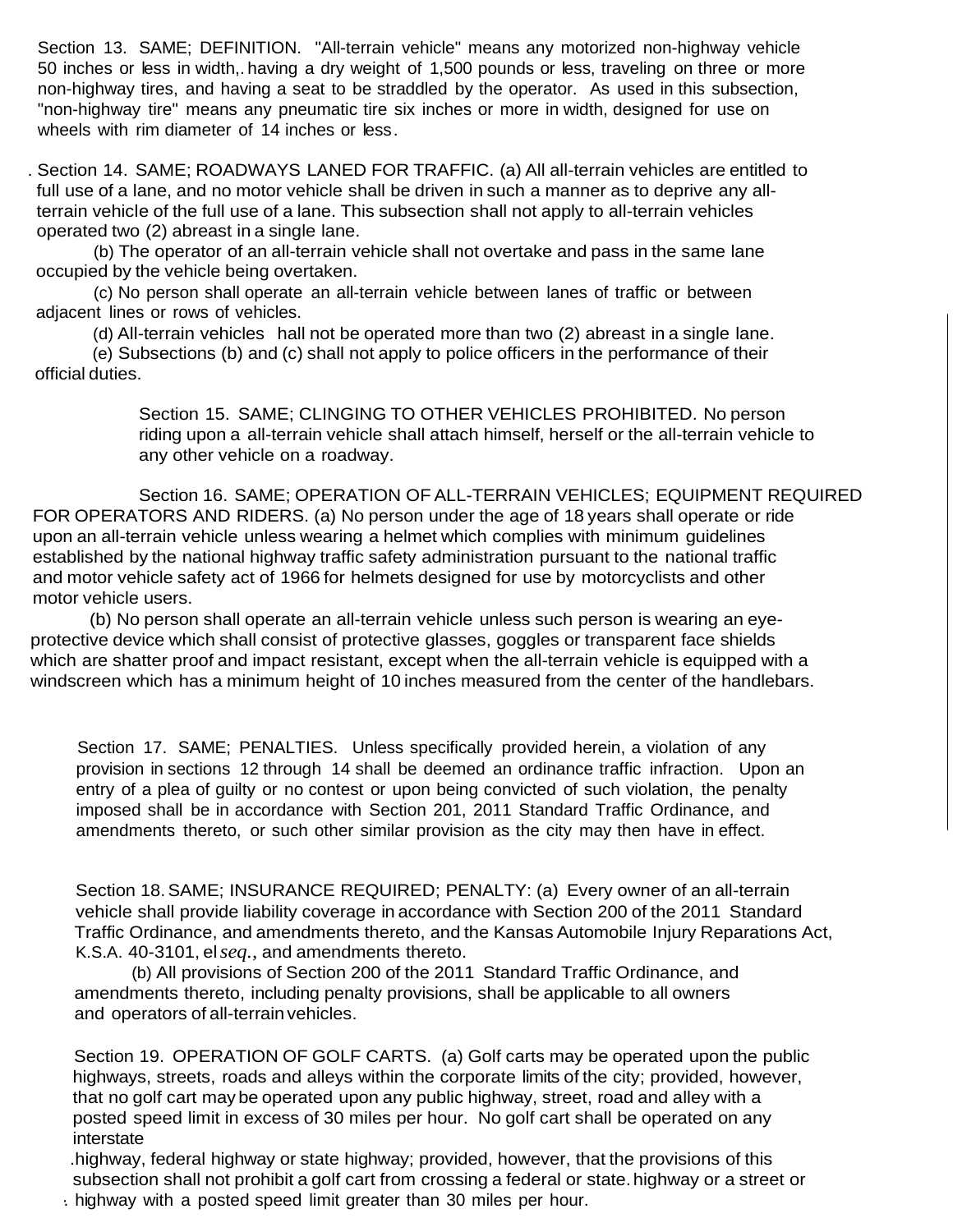Section 13. SAME; DEFINITION. "All-terrain vehicle" means any motorized non-highway vehicle 50 inches or less in width,. having a dry weight of 1,500 pounds or less, traveling on three or more non-highway tires, and having a seat to be straddled by the operator. As used in this subsection, "non-highway tire" means any pneumatic tire six inches or more in width, designed for use on wheels with rim diameter of 14 inches or less.

. Section 14. SAME; ROADWAYS LANED FOR TRAFFIC. (a) All all-terrain vehicles are entitled to full use of a lane, and no motor vehicle shall be driven in such a manner as to deprive any all-terrain vehicle of the full use of a lane. This subsection shall not apply to all-terrain vehicles operated two (2) abreast in a single lane.

(b) The operator of an all-terrain vehicle shall not overtake and pass in the same lane occupied by the vehicle being overtaken.

(c) No person shall operate an all-terrain vehicle between lanes of traffic or between adjacent lines or rows of vehicles.

(d) All-terrain vehicles hall not be operated more than two (2) abreast in a single lane.

(e) Subsections (b) and (c) shall not apply to police officers in the performance of their official duties.

Section 15. SAME; CLINGING TO OTHER VEHICLES PROHIBITED. No person riding upon a all-terrain vehicle shall attach himself, herself or the all-terrain vehicle to any other vehicle on a roadway.

Section 16. SAME; OPERATION OF ALL-TERRAIN VEHICLES; EQUIPMENT REQUIRED FOR OPERATORS AND RIDERS. (a) No person under the age of 18 years shall operate or ride upon an all-terrain vehicle unless wearing a helmet which complies with minimum guidelines established by the national highway traffic safety administration pursuant to the national traffic and motor vehicle safety act of 1966 for helmets designed for use by motorcyclists and other motor vehicle users.

(b) No person shall operate an all-terrain vehicle unless such person is wearing an eye-protective device which shall consist of protective glasses, goggles or transparent face shields which are shatter proof and impact resistant, except when the all-terrain vehicle is equipped with a windscreen which has a minimum height of 10 inches measured from the center of the handlebars.

Section 17. SAME; PENALTIES. Unless specifically provided herein, a violation of any provision in sections 12 through 14 shall be deemed an ordinance traffic infraction. Upon an entry of a plea of guilty or no contest or upon being convicted of such violation, the penalty imposed shall be in accordance with Section 201, 2011 Standard Traffic Ordinance, and amendments thereto, or such other similar provision as the city may then have in effect.

Section 18. SAME; INSURANCE REQUIRED; PENALTY: (a) Every owner of an all-terrain vehicle shall provide liability coverage in accordance with Section 200 of the 2011 Standard Traffic Ordinance, and amendments thereto, and the Kansas Automobile Injury Reparations Act, K.S.A. 40-3101, el *seq.*, and amendments thereto.

(b) All provisions of Section 200 of the 2011 Standard Traffic Ordinance, and amendments thereto, including penalty provisions, shall be applicable to all owners and operators of all-terrain vehicles.

Section 19. OPERATION OF GOLF CARTS. (a) Golf carts may be operated upon the public highways, streets, roads and alleys within the corporate limits of the city; provided, however, that no golf cart may be operated upon any public highway, street, road and alley with a posted speed limit in excess of 30 miles per hour. No golf cart shall be operated on any interstate highway, federal highway or state highway; provided, however, that the provisions of this subsection shall not prohibit a golf cart from crossing a federal or state. highway or a street or highway with a posted speed limit greater than 30 miles per hour.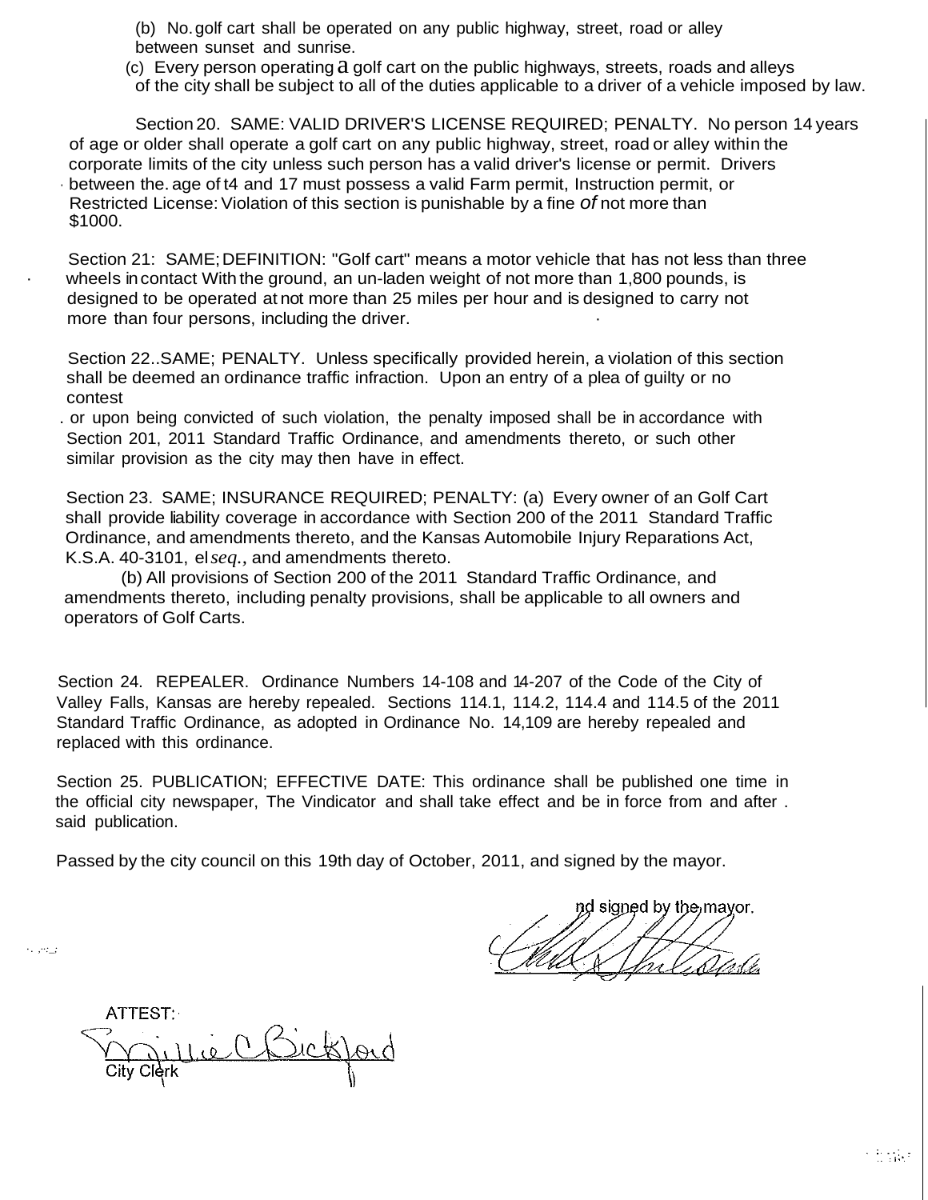(b) No. golf cart shall be operated on any public highway, street, road or alley between sunset and sunrise.

(c) Every person operating a golf cart on the public highways, streets, roads and alleys of the city shall be subject to all of the duties applicable to a driver of a vehicle imposed by law.

Section 20. SAME: VALID DRIVER'S LICENSE REQUIRED; PENALTY. No person 14 years of age or older shall operate a golf cart on any public highway, street, road or alley within the corporate limits of the city unless such person has a valid driver's license or permit. Drivers between the. age of t4 and 17 must possess a valid Farm permit, Instruction permit, or Restricted License: Violation of this section is punishable by a fine *of* not more than $1000.

Section 21: SAME; DEFINITION: "Golf cart" means a motor vehicle that has not less than three wheels in contact With the ground, an un-laden weight of not more than 1,800 pounds, is designed to be operated at not more than 25 miles per hour and is designed to carry not more than four persons, including the driver.

Section 22..SAME; PENALTY. Unless specifically provided herein, a violation of this section shall be deemed an ordinance traffic infraction. Upon an entry of a plea of guilty or no contest or upon being convicted of such violation, the penalty imposed shall be in accordance with Section 201, 2011 Standard Traffic Ordinance, and amendments thereto, or such other similar provision as the city may then have in effect.

Section 23. SAME; INSURANCE REQUIRED; PENALTY: (a) Every owner of an Golf Cart shall provide liability coverage in accordance with Section 200 of the 2011 Standard Traffic Ordinance, and amendments thereto, and the Kansas Automobile Injury Reparations Act, K.S.A. 40-3101, el *seq.*, and amendments thereto.

(b) All provisions of Section 200 of the 2011 Standard Traffic Ordinance, and amendments thereto, including penalty provisions, shall be applicable to all owners and operators of Golf Carts.

Section 24. REPEALER. Ordinance Numbers 14-108 and 14-207 of the Code of the City of Valley Falls, Kansas are hereby repealed. Sections 114.1, 114.2, 114.4 and 114.5 of the 2011 Standard Traffic Ordinance, as adopted in Ordinance No. 14,109 are hereby repealed and replaced with this ordinance.

Section 25. PUBLICATION; EFFECTIVE DATE: This ordinance shall be published one time in the official city newspaper, The Vindicator and shall take effect and be in force from and after said publication.

Passed by the city council on this 19th day of October, 2011, and signed by the mayor.

nd signed by the mayor.

ATTEST:

City Clerk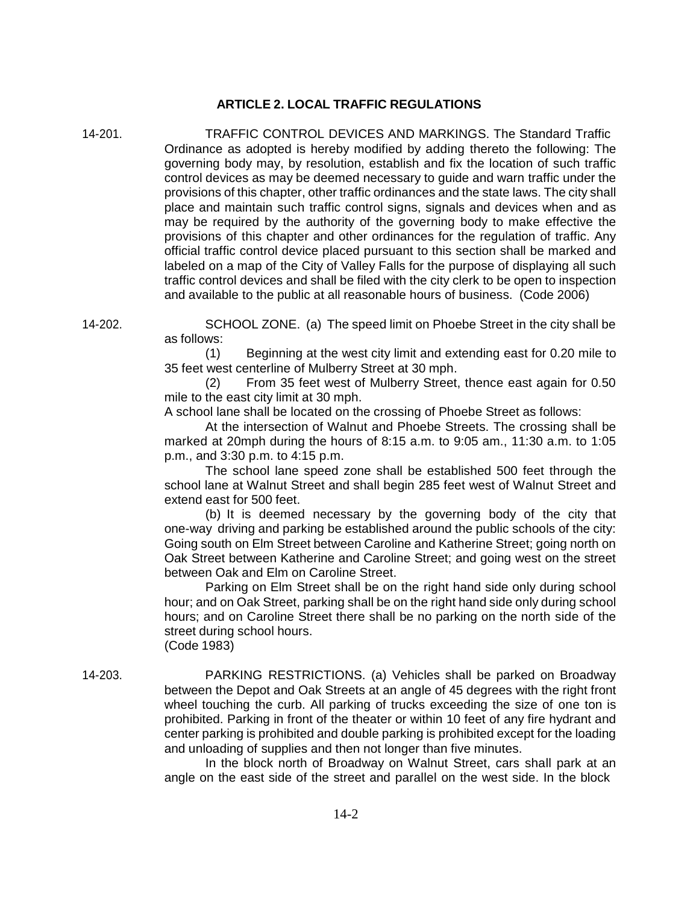## ARTICLE 2. LOCAL TRAFFIC REGULATIONS

14-201. TRAFFIC CONTROL DEVICES AND MARKINGS. The Standard Traffic Ordinance as adopted is hereby modified by adding thereto the following: The governing body may, by resolution, establish and fix the location of such traffic control devices as may be deemed necessary to guide and warn traffic under the provisions of this chapter, other traffic ordinances and the state laws. The city shall place and maintain such traffic control signs, signals and devices when and as may be required by the authority of the governing body to make effective the provisions of this chapter and other ordinances for the regulation of traffic. Any official traffic control device placed pursuant to this section shall be marked and labeled on a map of the City of Valley Falls for the purpose of displaying all such traffic control devices and shall be filed with the city clerk to be open to inspection and available to the public at all reasonable hours of business. (Code 2006)

14-202. SCHOOL ZONE. (a) The speed limit on Phoebe Street in the city shall be as follows:

(1) Beginning at the west city limit and extending east for 0.20 mile to 35 feet west centerline of Mulberry Street at 30 mph.

(2) From 35 feet west of Mulberry Street, thence east again for 0.50 mile to the east city limit at 30 mph.

A school lane shall be located on the crossing of Phoebe Street as follows:

At the intersection of Walnut and Phoebe Streets. The crossing shall be marked at 20mph during the hours of 8:15 a.m. to 9:05 am., 11:30 a.m. to 1:05 p.m., and 3:30 p.m. to 4:15 p.m.

The school lane speed zone shall be established 500 feet through the school lane at Walnut Street and shall begin 285 feet west of Walnut Street and extend east for 500 feet.

(b) It is deemed necessary by the governing body of the city that one-way driving and parking be established around the public schools of the city: Going south on Elm Street between Caroline and Katherine Street; going north on Oak Street between Katherine and Caroline Street; and going west on the street between Oak and Elm on Caroline Street.

Parking on Elm Street shall be on the right hand side only during school hour; and on Oak Street, parking shall be on the right hand side only during school hours; and on Caroline Street there shall be no parking on the north side of the street during school hours.

(Code 1983)

14-203. PARKING RESTRICTIONS. (a) Vehicles shall be parked on Broadway between the Depot and Oak Streets at an angle of 45 degrees with the right front wheel touching the curb. All parking of trucks exceeding the size of one ton is prohibited. Parking in front of the theater or within 10 feet of any fire hydrant and center parking is prohibited and double parking is prohibited except for the loading and unloading of supplies and then not longer than five minutes.

In the block north of Broadway on Walnut Street, cars shall park at an angle on the east side of the street and parallel on the west side. In the block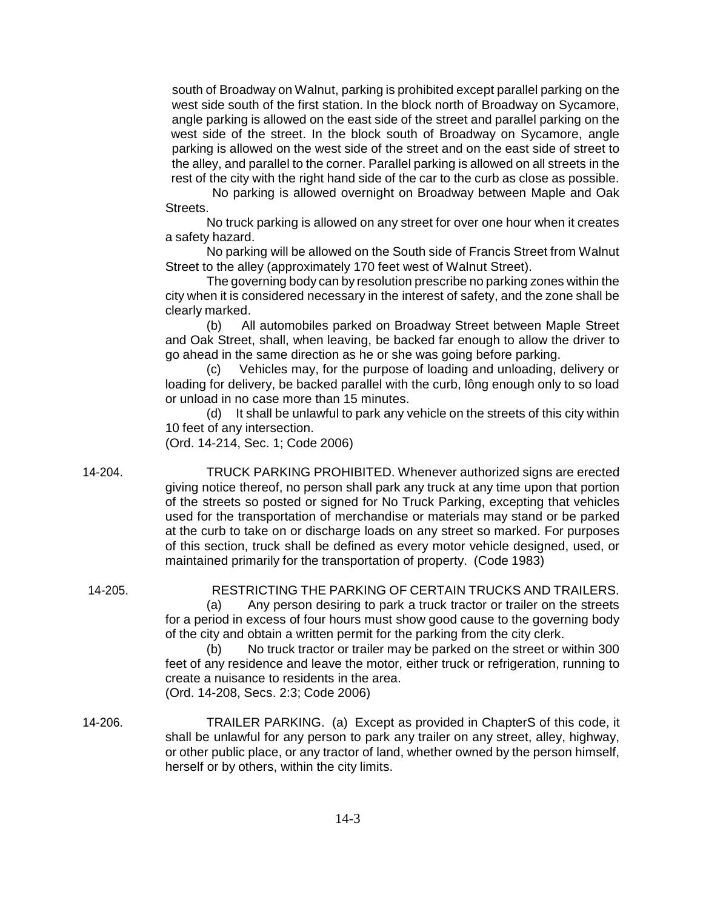south of Broadway on Walnut, parking is prohibited except parallel parking on the west side south of the first station. In the block north of Broadway on Sycamore, angle parking is allowed on the east side of the street and parallel parking on the west side of the street. In the block south of Broadway on Sycamore, angle parking is allowed on the west side of the street and on the east side of street to the alley, and parallel to the corner. Parallel parking is allowed on all streets in the rest of the city with the right hand side of the car to the curb as close as possible.

No parking is allowed overnight on Broadway between Maple and Oak Streets.

No truck parking is allowed on any street for over one hour when it creates a safety hazard.

No parking will be allowed on the South side of Francis Street from Walnut Street to the alley (approximately 170 feet west of Walnut Street).

The governing body can by resolution prescribe no parking zones within the city when it is considered necessary in the interest of safety, and the zone shall be clearly marked.

(b) All automobiles parked on Broadway Street between Maple Street and Oak Street, shall, when leaving, be backed far enough to allow the driver to go ahead in the same direction as he or she was going before parking.

(c) Vehicles may, for the purpose of loading and unloading, delivery or loading for delivery, be backed parallel with the curb, lông enough only to so load or unload in no case more than 15 minutes.

(d) It shall be unlawful to park any vehicle on the streets of this city within 10 feet of any intersection.

(Ord. 14-214, Sec. 1; Code 2006)

14-204. TRUCK PARKING PROHIBITED. Whenever authorized signs are erected giving notice thereof, no person shall park any truck at any time upon that portion of the streets so posted or signed for No Truck Parking, excepting that vehicles used for the transportation of merchandise or materials may stand or be parked at the curb to take on or discharge loads on any street so marked. For purposes of this section, truck shall be defined as every motor vehicle designed, used, or maintained primarily for the transportation of property. (Code 1983)

14-205. RESTRICTING THE PARKING OF CERTAIN TRUCKS AND TRAILERS.

(a) Any person desiring to park a truck tractor or trailer on the streets for a period in excess of four hours must show good cause to the governing body of the city and obtain a written permit for the parking from the city clerk.

(b) No truck tractor or trailer may be parked on the street or within 300 feet of any residence and leave the motor, either truck or refrigeration, running to create a nuisance to residents in the area.

(Ord. 14-208, Secs. 2:3; Code 2006)

14-206. TRAILER PARKING. (a) Except as provided in ChapterS of this code, it shall be unlawful for any person to park any trailer on any street, alley, highway, or other public place, or any tractor of land, whether owned by the person himself, herself or by others, within the city limits.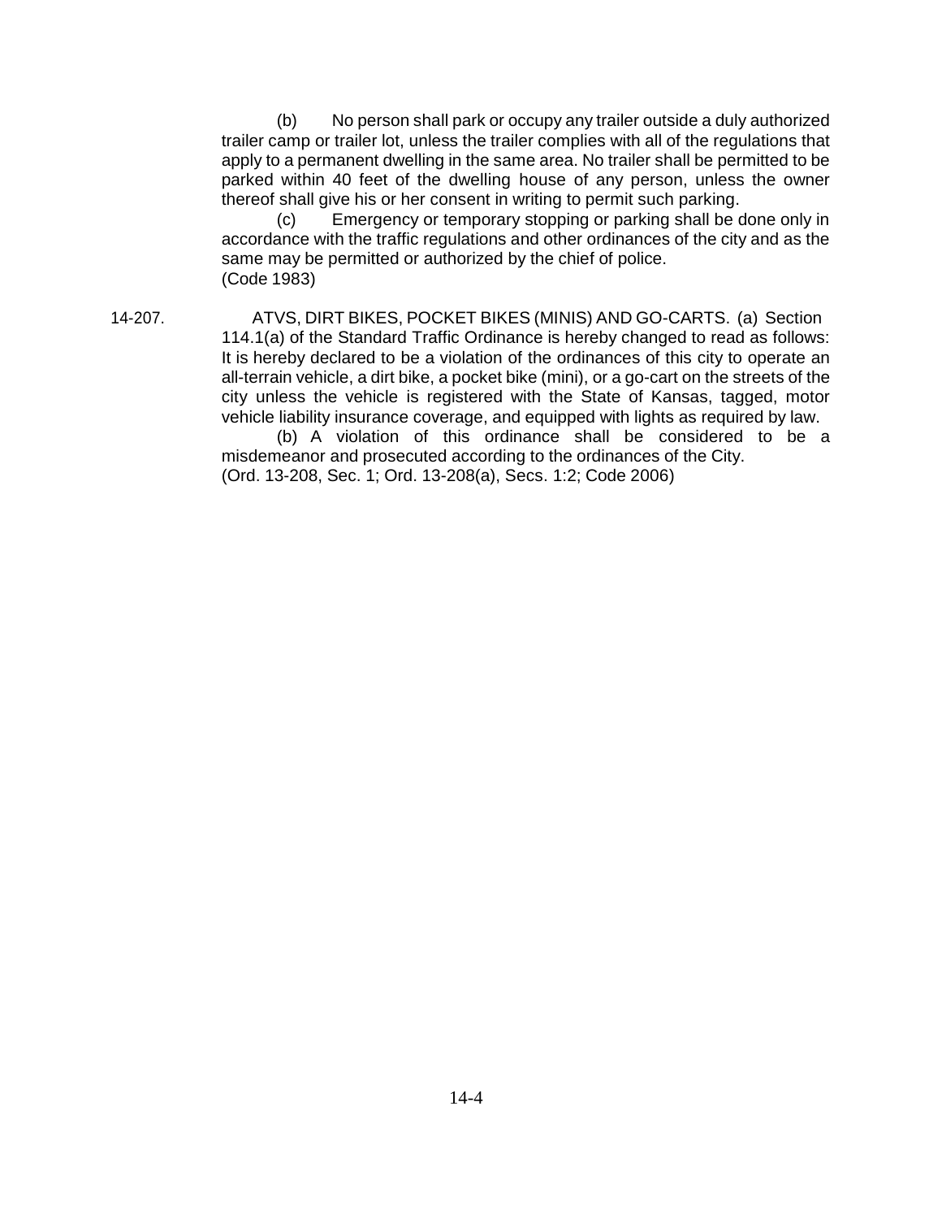(b) No person shall park or occupy any trailer outside a duly authorized trailer camp or trailer lot, unless the trailer complies with all of the regulations that apply to a permanent dwelling in the same area. No trailer shall be permitted to be parked within 40 feet of the dwelling house of any person, unless the owner thereof shall give his or her consent in writing to permit such parking.

(c) Emergency or temporary stopping or parking shall be done only in accordance with the traffic regulations and other ordinances of the city and as the same may be permitted or authorized by the chief of police.
(Code 1983)

14-207. ATVS, DIRT BIKES, POCKET BIKES (MINIS) AND GO-CARTS. (a) Section 114.1(a) of the Standard Traffic Ordinance is hereby changed to read as follows: It is hereby declared to be a violation of the ordinances of this city to operate an all-terrain vehicle, a dirt bike, a pocket bike (mini), or a go-cart on the streets of the city unless the vehicle is registered with the State of Kansas, tagged, motor vehicle liability insurance coverage, and equipped with lights as required by law.

(b) A violation of this ordinance shall be considered to be a misdemeanor and prosecuted according to the ordinances of the City.
(Ord. 13-208, Sec. 1; Ord. 13-208(a), Secs. 1:2; Code 2006)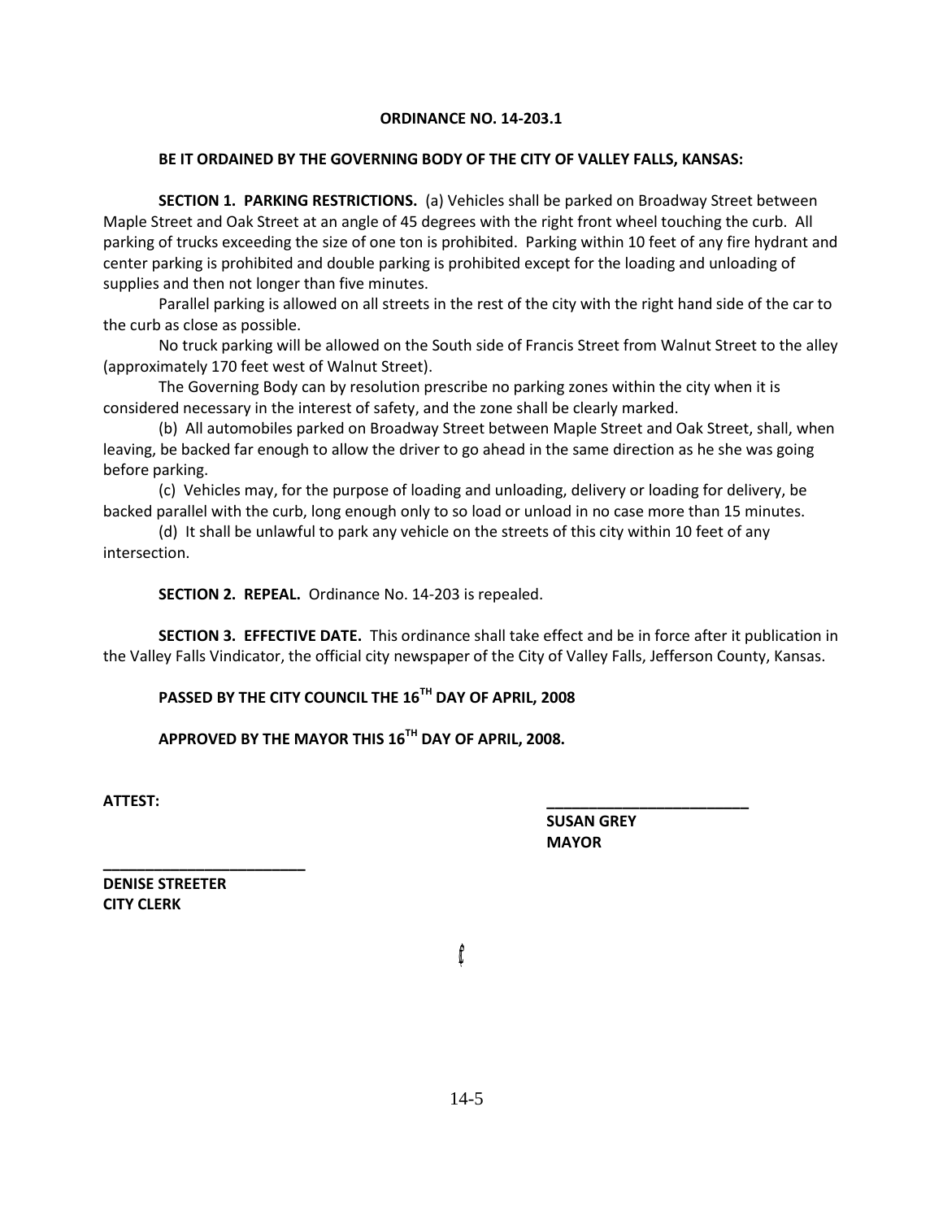**ORDINANCE NO. 14-203.1**

**BE IT ORDAINED BY THE GOVERNING BODY OF THE CITY OF VALLEY FALLS, KANSAS:**

**SECTION 1. PARKING RESTRICTIONS.** (a) Vehicles shall be parked on Broadway Street between Maple Street and Oak Street at an angle of 45 degrees with the right front wheel touching the curb. All parking of trucks exceeding the size of one ton is prohibited. Parking within 10 feet of any fire hydrant and center parking is prohibited and double parking is prohibited except for the loading and unloading of supplies and then not longer than five minutes.

Parallel parking is allowed on all streets in the rest of the city with the right hand side of the car to the curb as close as possible.

No truck parking will be allowed on the South side of Francis Street from Walnut Street to the alley (approximately 170 feet west of Walnut Street).

The Governing Body can by resolution prescribe no parking zones within the city when it is considered necessary in the interest of safety, and the zone shall be clearly marked.

(b) All automobiles parked on Broadway Street between Maple Street and Oak Street, shall, when leaving, be backed far enough to allow the driver to go ahead in the same direction as he she was going before parking.

(c) Vehicles may, for the purpose of loading and unloading, delivery or loading for delivery, be backed parallel with the curb, long enough only to so load or unload in no case more than 15 minutes.

(d) It shall be unlawful to park any vehicle on the streets of this city within 10 feet of any intersection.

**SECTION 2. REPEAL.** Ordinance No. 14-203 is repealed.

**SECTION 3. EFFECTIVE DATE.** This ordinance shall take effect and be in force after it publication in the Valley Falls Vindicator, the official city newspaper of the City of Valley Falls, Jefferson County, Kansas.

**PASSED BY THE CITY COUNCIL THE 16TH DAY OF APRIL, 2008**

**APPROVED BY THE MAYOR THIS 16TH DAY OF APRIL, 2008.**

**ATTEST:**

________________________
**SUSAN GREY**
**MAYOR**

________________________
**DENISE STREETER**
**CITY CLERK**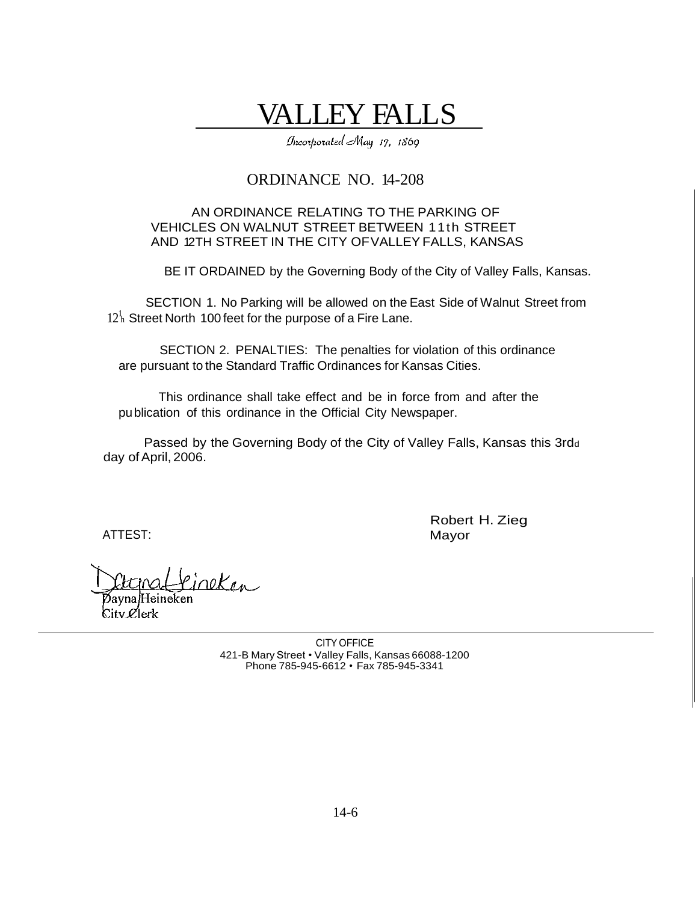# VALLEY FALLS

*Incorporated May 17, 1869*

## ORDINANCE NO. 14-208

AN ORDINANCE RELATING TO THE PARKING OF VEHICLES ON WALNUT STREET BETWEEN 11th STREET AND 12TH STREET IN THE CITY OF VALLEY FALLS, KANSAS

BE IT ORDAINED by the Governing Body of the City of Valley Falls, Kansas.

SECTION 1. No Parking will be allowed on the East Side of Walnut Street from 12th Street North 100 feet for the purpose of a Fire Lane.

SECTION 2. PENALTIES: The penalties for violation of this ordinance are pursuant to the Standard Traffic Ordinances for Kansas Cities.

This ordinance shall take effect and be in force from and after the publication of this ordinance in the Official City Newspaper.

Passed by the Governing Body of the City of Valley Falls, Kansas this 3rd day of April, 2006.

Robert H. Zieg
Mayor

ATTEST:

Dayna Heineken
City Clerk

CITY OFFICE
421-B Mary Street • Valley Falls, Kansas 66088-1200
Phone 785-945-6612 • Fax 785-945-3341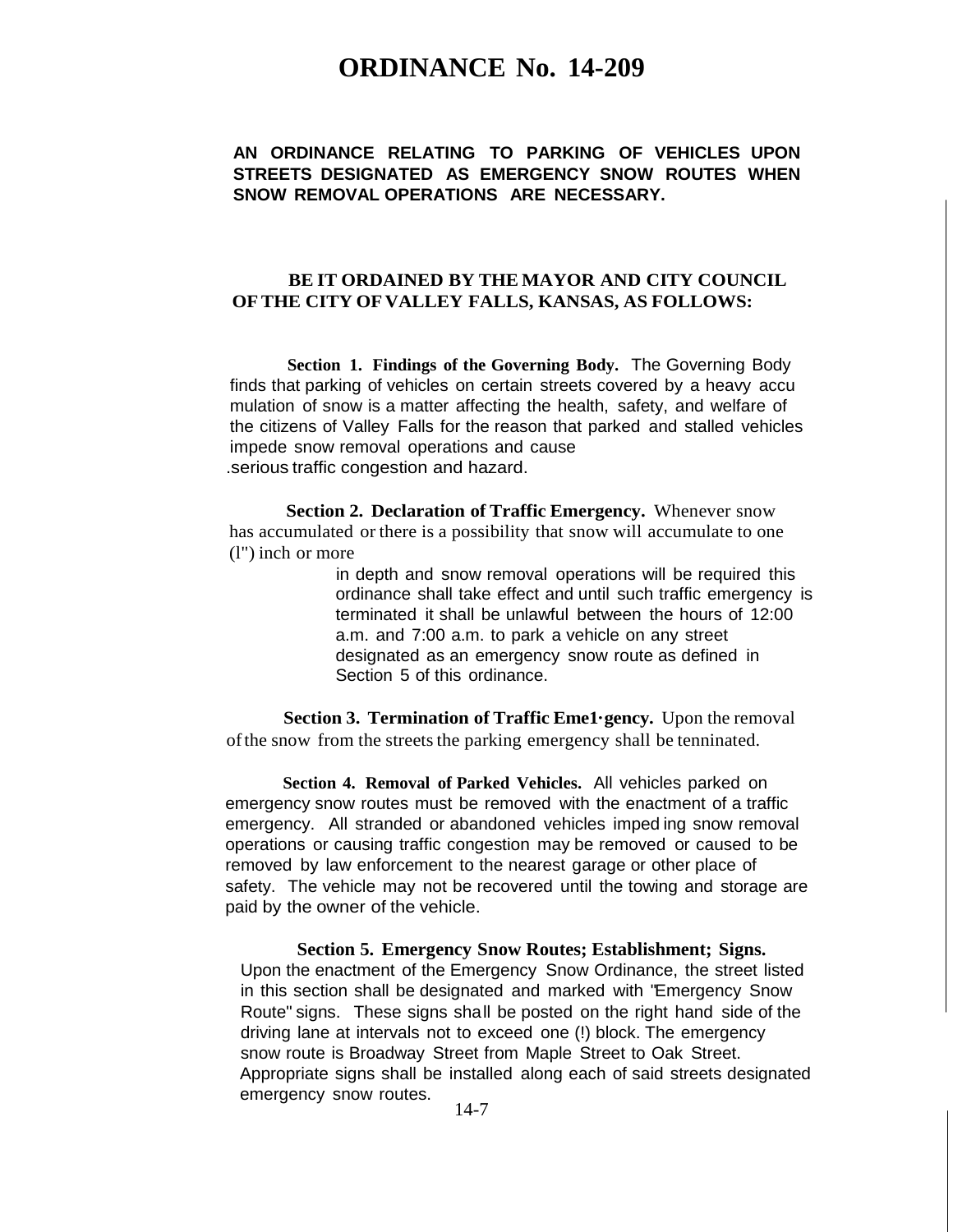# ORDINANCE No. 14-209

**AN ORDINANCE RELATING TO PARKING OF VEHICLES UPON STREETS DESIGNATED AS EMERGENCY SNOW ROUTES WHEN SNOW REMOVAL OPERATIONS ARE NECESSARY.**

**BE IT ORDAINED BY THE MAYOR AND CITY COUNCIL OF THE CITY OF VALLEY FALLS, KANSAS, AS FOLLOWS:**

**Section 1. Findings of the Governing Body.** The Governing Body finds that parking of vehicles on certain streets covered by a heavy accu mulation of snow is a matter affecting the health, safety, and welfare of the citizens of Valley Falls for the reason that parked and stalled vehicles impede snow removal operations and cause .serious traffic congestion and hazard.

**Section 2. Declaration of Traffic Emergency.** Whenever snow has accumulated or there is a possibility that snow will accumulate to one (l") inch or more in depth and snow removal operations will be required this ordinance shall take effect and until such traffic emergency is terminated it shall be unlawful between the hours of 12:00 a.m. and 7:00 a.m. to park a vehicle on any street designated as an emergency snow route as defined in Section 5 of this ordinance.

**Section 3. Termination of Traffic Eme1·gency.** Upon the removal of the snow from the streets the parking emergency shall be tenninated.

**Section 4. Removal of Parked Vehicles.** All vehicles parked on emergency snow routes must be removed with the enactment of a traffic emergency. All stranded or abandoned vehicles imped ing snow removal operations or causing traffic congestion may be removed or caused to be removed by law enforcement to the nearest garage or other place of safety. The vehicle may not be recovered until the towing and storage are paid by the owner of the vehicle.

**Section 5. Emergency Snow Routes; Establishment; Signs.** Upon the enactment of the Emergency Snow Ordinance, the street listed in this section shall be designated and marked with "Emergency Snow Route" signs. These signs shall be posted on the right hand side of the driving lane at intervals not to exceed one (!) block. The emergency snow route is Broadway Street from Maple Street to Oak Street. Appropriate signs shall be installed along each of said streets designated emergency snow routes.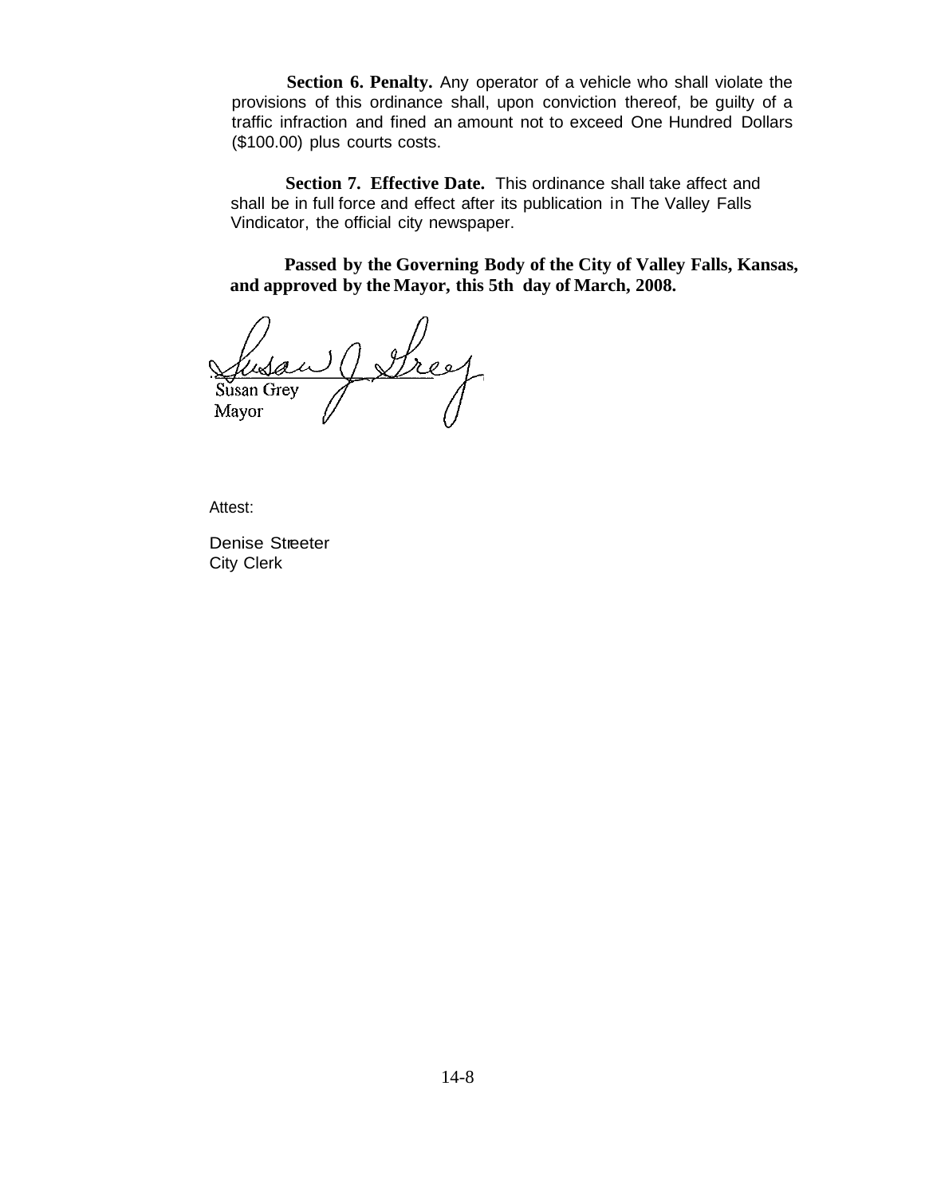**Section 6. Penalty.** Any operator of a vehicle who shall violate the provisions of this ordinance shall, upon conviction thereof, be guilty of a traffic infraction and fined an amount not to exceed One Hundred Dollars ($100.00) plus courts costs.

**Section 7. Effective Date.** This ordinance shall take affect and shall be in full force and effect after its publication in The Valley Falls Vindicator, the official city newspaper.

**Passed by the Governing Body of the City of Valley Falls, Kansas, and approved by the Mayor, this 5th day of March, 2008.**

Susan Grey
Mayor

Attest:

Denise Streeter
City Clerk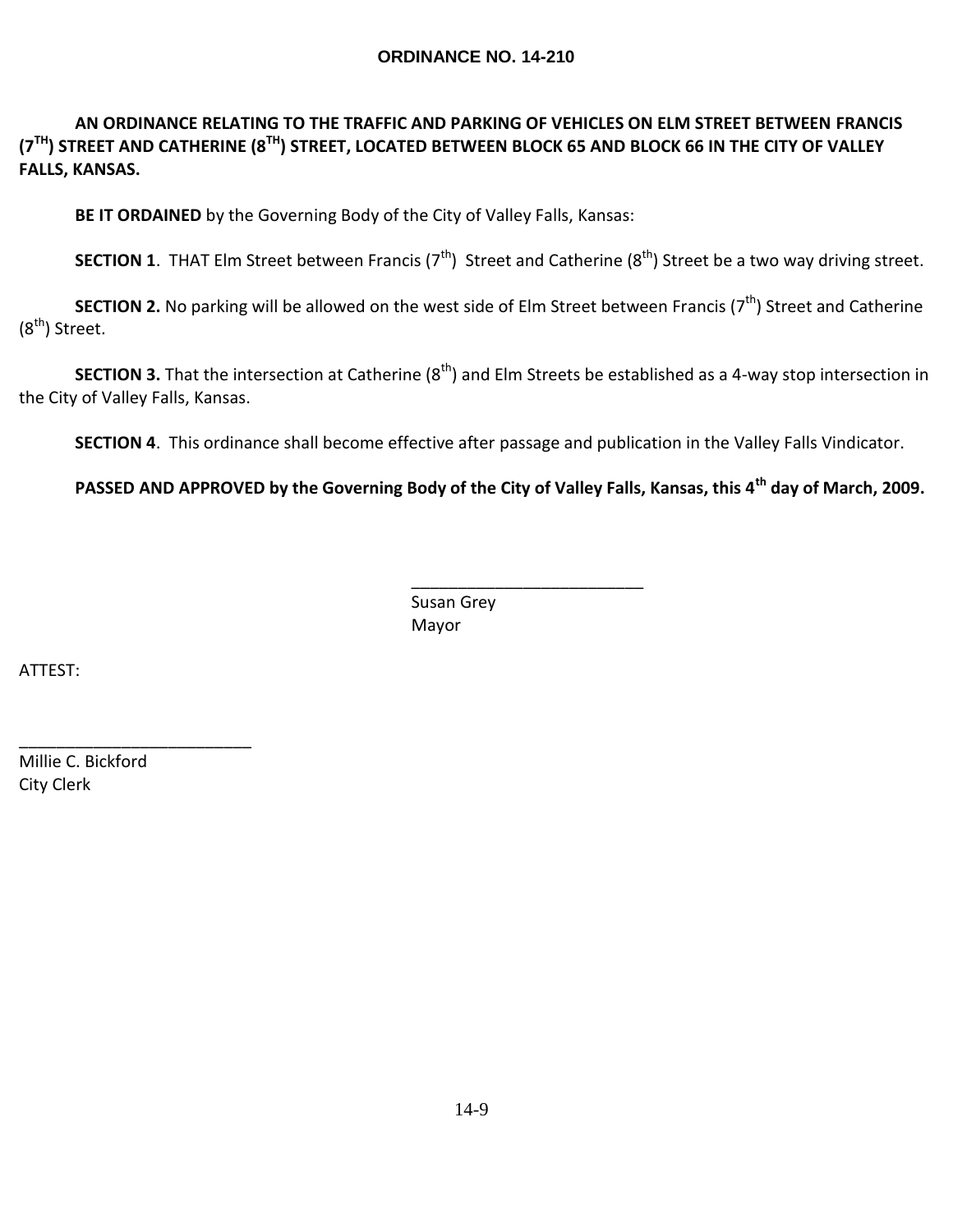## ORDINANCE NO. 14-210

**AN ORDINANCE RELATING TO THE TRAFFIC AND PARKING OF VEHICLES ON ELM STREET BETWEEN FRANCIS ($7^{TH}$) STREET AND CATHERINE ($8^{TH}$) STREET, LOCATED BETWEEN BLOCK 65 AND BLOCK 66 IN THE CITY OF VALLEY FALLS, KANSAS.**

**BE IT ORDAINED** by the Governing Body of the City of Valley Falls, Kansas:

**SECTION 1**. THAT Elm Street between Francis ($7^{th}$) Street and Catherine ($8^{th}$) Street be a two way driving street.

**SECTION 2.** No parking will be allowed on the west side of Elm Street between Francis ($7^{th}$) Street and Catherine ($8^{th}$) Street.

**SECTION 3.** That the intersection at Catherine ($8^{th}$) and Elm Streets be established as a 4-way stop intersection in the City of Valley Falls, Kansas.

**SECTION 4**. This ordinance shall become effective after passage and publication in the Valley Falls Vindicator.

**PASSED AND APPROVED by the Governing Body of the City of Valley Falls, Kansas, this $4^{th}$ day of March, 2009.**

_________________________
Susan Grey
Mayor

ATTEST:

_________________________
Millie C. Bickford
City Clerk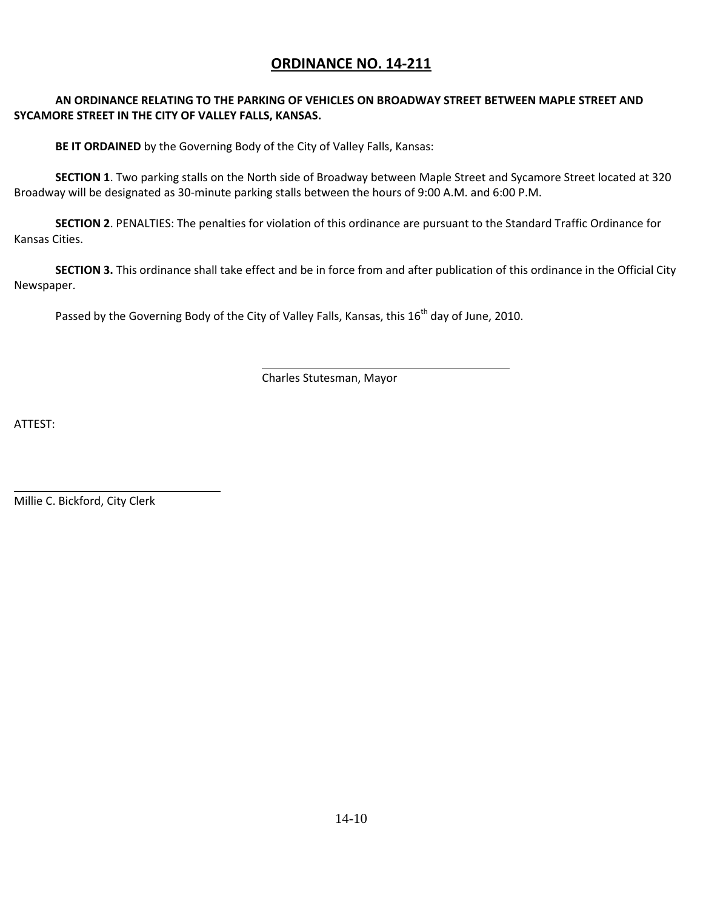# ORDINANCE NO. 14-211

**AN ORDINANCE RELATING TO THE PARKING OF VEHICLES ON BROADWAY STREET BETWEEN MAPLE STREET AND SYCAMORE STREET IN THE CITY OF VALLEY FALLS, KANSAS.**

**BE IT ORDAINED** by the Governing Body of the City of Valley Falls, Kansas:

**SECTION 1**. Two parking stalls on the North side of Broadway between Maple Street and Sycamore Street located at 320 Broadway will be designated as 30-minute parking stalls between the hours of 9:00 A.M. and 6:00 P.M.

**SECTION 2**. PENALTIES: The penalties for violation of this ordinance are pursuant to the Standard Traffic Ordinance for Kansas Cities.

**SECTION 3.** This ordinance shall take effect and be in force from and after publication of this ordinance in the Official City Newspaper.

Passed by the Governing Body of the City of Valley Falls, Kansas, this 16th day of June, 2010.

Charles Stutesman, Mayor

ATTEST:

Millie C. Bickford, City Clerk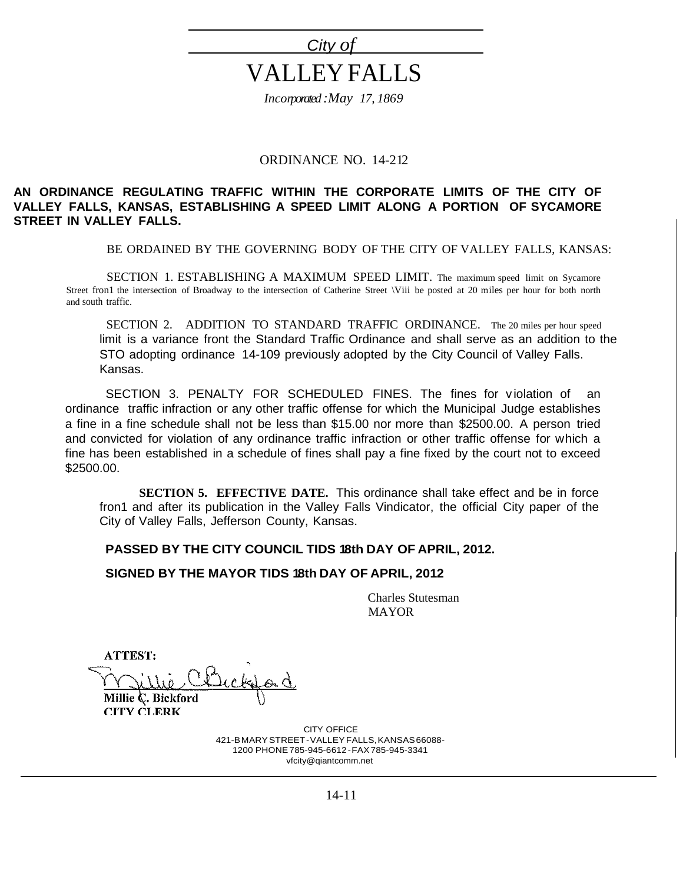*City of*

# VALLEY FALLS

*Incorporated: May 17, 1869*

ORDINANCE NO. 14-212

**AN ORDINANCE REGULATING TRAFFIC WITHIN THE CORPORATE LIMITS OF THE CITY OF VALLEY FALLS, KANSAS, ESTABLISHING A SPEED LIMIT ALONG A PORTION OF SYCAMORE STREET IN VALLEY FALLS.**

BE ORDAINED BY THE GOVERNING BODY OF THE CITY OF VALLEY FALLS, KANSAS:

SECTION 1. ESTABLISHING A MAXIMUM SPEED LIMIT. The maximum speed limit on Sycamore Street fron1 the intersection of Broadway to the intersection of Catherine Street \Viii be posted at 20 miles per hour for both north and south traffic.

SECTION 2. ADDITION TO STANDARD TRAFFIC ORDINANCE. The 20 miles per hour speed limit is a variance front the Standard Traffic Ordinance and shall serve as an addition to the STO adopting ordinance 14-109 previously adopted by the City Council of Valley Falls. Kansas.

SECTION 3. PENALTY FOR SCHEDULED FINES. The fines for violation of an ordinance traffic infraction or any other traffic offense for which the Municipal Judge establishes a fine in a fine schedule shall not be less than $15.00 nor more than $2500.00. A person tried and convicted for violation of any ordinance traffic infraction or other traffic offense for which a fine has been established in a schedule of fines shall pay a fine fixed by the court not to exceed $2500.00.

**SECTION 5. EFFECTIVE DATE.** This ordinance shall take effect and be in force fron1 and after its publication in the Valley Falls Vindicator, the official City paper of the City of Valley Falls, Jefferson County, Kansas.

**PASSED BY THE CITY COUNCIL TIDS 18th DAY OF APRIL, 2012.**

**SIGNED BY THE MAYOR TIDS 18th DAY OF APRIL, 2012**

Charles Stutesman
MAYOR

**ATTEST:**

Millie C. Bickford
**CITY CLERK**

CITY OFFICE
421-B MARY STREET - VALLEY FALLS, KANSAS 66088-1200 PHONE 785-945-6612 - FAX 785-945-3341
vfcity@qiantcomm.net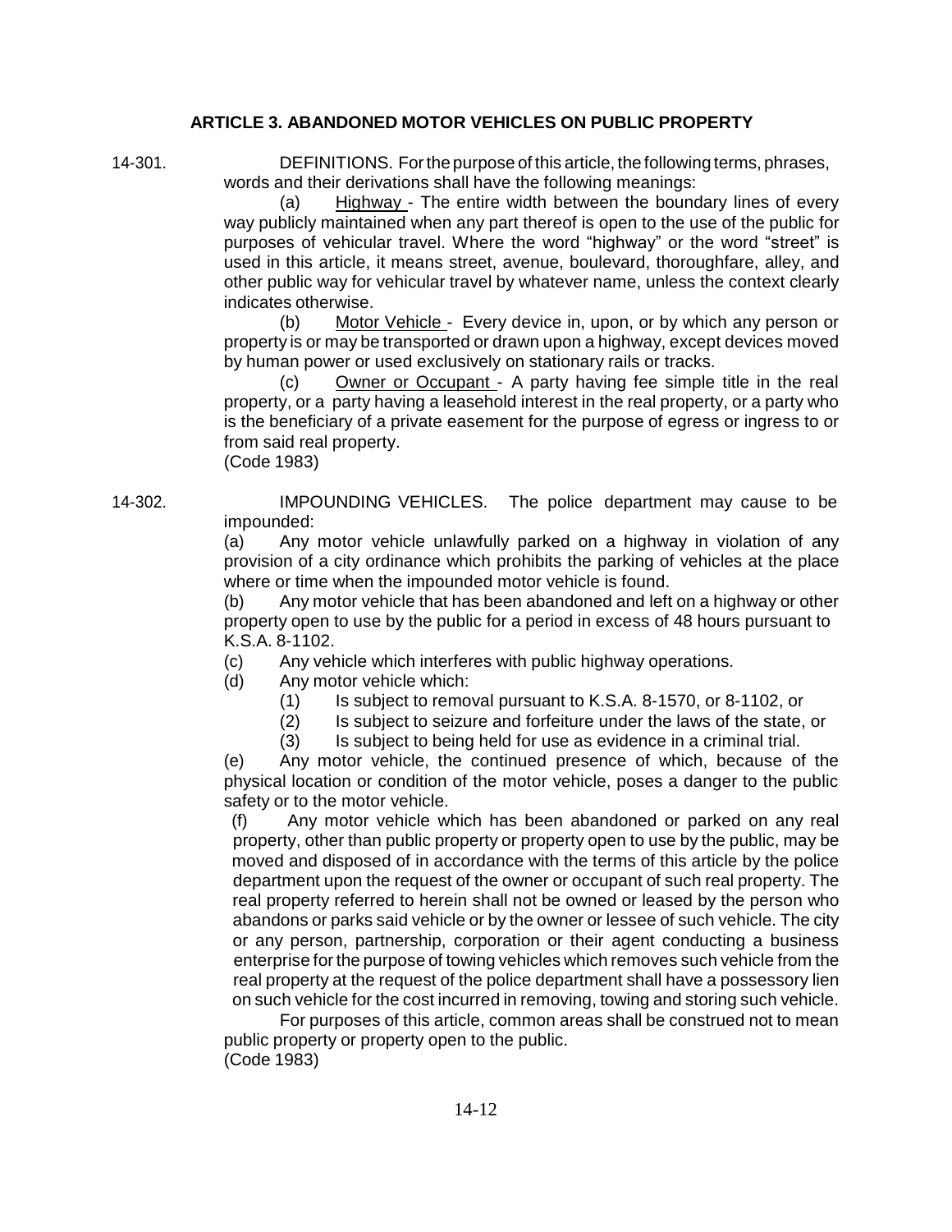## ARTICLE 3. ABANDONED MOTOR VEHICLES ON PUBLIC PROPERTY

14-301. DEFINITIONS. For the purpose of this article, the following terms, phrases, words and their derivations shall have the following meanings:

(a) Highway - The entire width between the boundary lines of every way publicly maintained when any part thereof is open to the use of the public for purposes of vehicular travel. Where the word "highway" or the word "street" is used in this article, it means street, avenue, boulevard, thoroughfare, alley, and other public way for vehicular travel by whatever name, unless the context clearly indicates otherwise.

(b) Motor Vehicle - Every device in, upon, or by which any person or property is or may be transported or drawn upon a highway, except devices moved by human power or used exclusively on stationary rails or tracks.

(c) Owner or Occupant - A party having fee simple title in the real property, or a party having a leasehold interest in the real property, or a party who is the beneficiary of a private easement for the purpose of egress or ingress to or from said real property.

(Code 1983)

14-302. IMPOUNDING VEHICLES. The police department may cause to be impounded:

(a) Any motor vehicle unlawfully parked on a highway in violation of any provision of a city ordinance which prohibits the parking of vehicles at the place where or time when the impounded motor vehicle is found.

(b) Any motor vehicle that has been abandoned and left on a highway or other property open to use by the public for a period in excess of 48 hours pursuant to K.S.A. 8-1102.

(c) Any vehicle which interferes with public highway operations.

(d) Any motor vehicle which:

(1) Is subject to removal pursuant to K.S.A. 8-1570, or 8-1102, or

(2) Is subject to seizure and forfeiture under the laws of the state, or

(3) Is subject to being held for use as evidence in a criminal trial.

(e) Any motor vehicle, the continued presence of which, because of the physical location or condition of the motor vehicle, poses a danger to the public safety or to the motor vehicle.

(f) Any motor vehicle which has been abandoned or parked on any real property, other than public property or property open to use by the public, may be moved and disposed of in accordance with the terms of this article by the police department upon the request of the owner or occupant of such real property. The real property referred to herein shall not be owned or leased by the person who abandons or parks said vehicle or by the owner or lessee of such vehicle. The city or any person, partnership, corporation or their agent conducting a business enterprise for the purpose of towing vehicles which removes such vehicle from the real property at the request of the police department shall have a possessory lien on such vehicle for the cost incurred in removing, towing and storing such vehicle.

For purposes of this article, common areas shall be construed not to mean public property or property open to the public.

(Code 1983)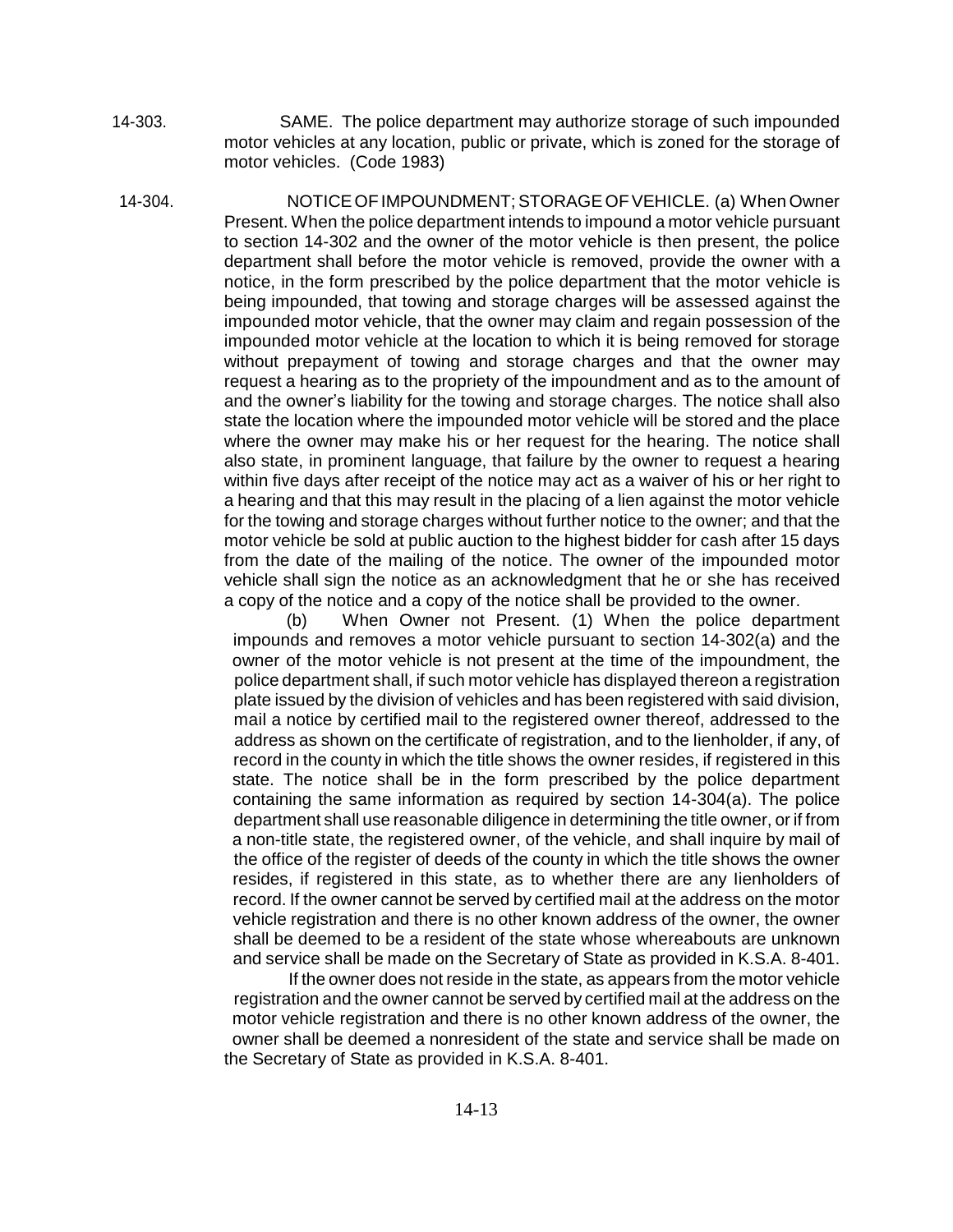14-303. SAME. The police department may authorize storage of such impounded motor vehicles at any location, public or private, which is zoned for the storage of motor vehicles. (Code 1983)

14-304. NOTICE OF IMPOUNDMENT; STORAGE OF VEHICLE. (a) When Owner Present. When the police department intends to impound a motor vehicle pursuant to section 14-302 and the owner of the motor vehicle is then present, the police department shall before the motor vehicle is removed, provide the owner with a notice, in the form prescribed by the police department that the motor vehicle is being impounded, that towing and storage charges will be assessed against the impounded motor vehicle, that the owner may claim and regain possession of the impounded motor vehicle at the location to which it is being removed for storage without prepayment of towing and storage charges and that the owner may request a hearing as to the propriety of the impoundment and as to the amount of and the owner's liability for the towing and storage charges. The notice shall also state the location where the impounded motor vehicle will be stored and the place where the owner may make his or her request for the hearing. The notice shall also state, in prominent language, that failure by the owner to request a hearing within five days after receipt of the notice may act as a waiver of his or her right to a hearing and that this may result in the placing of a lien against the motor vehicle for the towing and storage charges without further notice to the owner; and that the motor vehicle be sold at public auction to the highest bidder for cash after 15 days from the date of the mailing of the notice. The owner of the impounded motor vehicle shall sign the notice as an acknowledgment that he or she has received a copy of the notice and a copy of the notice shall be provided to the owner.

(b) When Owner not Present. (1) When the police department impounds and removes a motor vehicle pursuant to section 14-302(a) and the owner of the motor vehicle is not present at the time of the impoundment, the police department shall, if such motor vehicle has displayed thereon a registration plate issued by the division of vehicles and has been registered with said division, mail a notice by certified mail to the registered owner thereof, addressed to the address as shown on the certificate of registration, and to the lienholder, if any, of record in the county in which the title shows the owner resides, if registered in this state. The notice shall be in the form prescribed by the police department containing the same information as required by section 14-304(a). The police department shall use reasonable diligence in determining the title owner, or if from a non-title state, the registered owner, of the vehicle, and shall inquire by mail of the office of the register of deeds of the county in which the title shows the owner resides, if registered in this state, as to whether there are any lienholders of record. If the owner cannot be served by certified mail at the address on the motor vehicle registration and there is no other known address of the owner, the owner shall be deemed to be a resident of the state whose whereabouts are unknown and service shall be made on the Secretary of State as provided in K.S.A. 8-401.

If the owner does not reside in the state, as appears from the motor vehicle registration and the owner cannot be served by certified mail at the address on the motor vehicle registration and there is no other known address of the owner, the owner shall be deemed a nonresident of the state and service shall be made on the Secretary of State as provided in K.S.A. 8-401.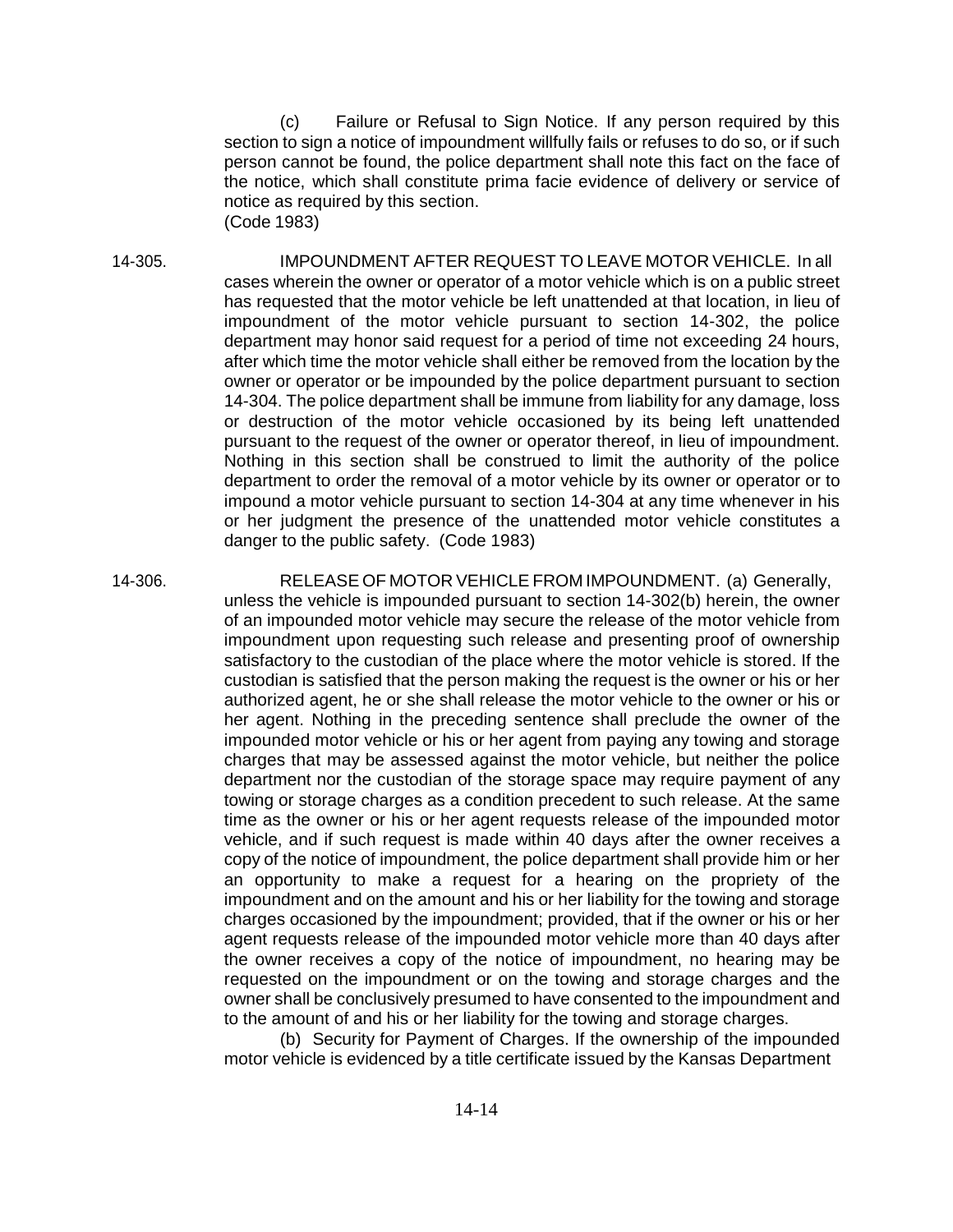(c) Failure or Refusal to Sign Notice. If any person required by this section to sign a notice of impoundment willfully fails or refuses to do so, or if such person cannot be found, the police department shall note this fact on the face of the notice, which shall constitute prima facie evidence of delivery or service of notice as required by this section.
(Code 1983)

14-305. IMPOUNDMENT AFTER REQUEST TO LEAVE MOTOR VEHICLE. In all cases wherein the owner or operator of a motor vehicle which is on a public street has requested that the motor vehicle be left unattended at that location, in lieu of impoundment of the motor vehicle pursuant to section 14-302, the police department may honor said request for a period of time not exceeding 24 hours, after which time the motor vehicle shall either be removed from the location by the owner or operator or be impounded by the police department pursuant to section 14-304. The police department shall be immune from liability for any damage, loss or destruction of the motor vehicle occasioned by its being left unattended pursuant to the request of the owner or operator thereof, in lieu of impoundment. Nothing in this section shall be construed to limit the authority of the police department to order the removal of a motor vehicle by its owner or operator or to impound a motor vehicle pursuant to section 14-304 at any time whenever in his or her judgment the presence of the unattended motor vehicle constitutes a danger to the public safety. (Code 1983)

14-306. RELEASE OF MOTOR VEHICLE FROM IMPOUNDMENT. (a) Generally, unless the vehicle is impounded pursuant to section 14-302(b) herein, the owner of an impounded motor vehicle may secure the release of the motor vehicle from impoundment upon requesting such release and presenting proof of ownership satisfactory to the custodian of the place where the motor vehicle is stored. If the custodian is satisfied that the person making the request is the owner or his or her authorized agent, he or she shall release the motor vehicle to the owner or his or her agent. Nothing in the preceding sentence shall preclude the owner of the impounded motor vehicle or his or her agent from paying any towing and storage charges that may be assessed against the motor vehicle, but neither the police department nor the custodian of the storage space may require payment of any towing or storage charges as a condition precedent to such release. At the same time as the owner or his or her agent requests release of the impounded motor vehicle, and if such request is made within 40 days after the owner receives a copy of the notice of impoundment, the police department shall provide him or her an opportunity to make a request for a hearing on the propriety of the impoundment and on the amount and his or her liability for the towing and storage charges occasioned by the impoundment; provided, that if the owner or his or her agent requests release of the impounded motor vehicle more than 40 days after the owner receives a copy of the notice of impoundment, no hearing may be requested on the impoundment or on the towing and storage charges and the owner shall be conclusively presumed to have consented to the impoundment and to the amount of and his or her liability for the towing and storage charges.

(b) Security for Payment of Charges. If the ownership of the impounded motor vehicle is evidenced by a title certificate issued by the Kansas Department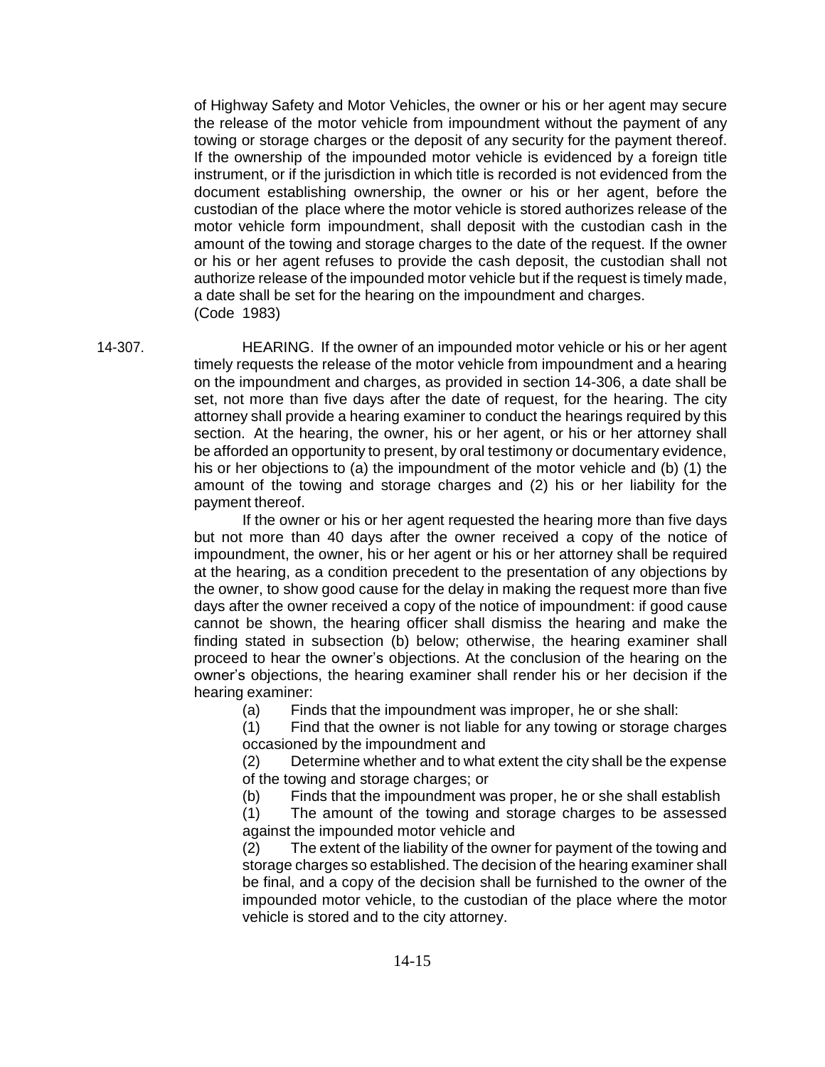of Highway Safety and Motor Vehicles, the owner or his or her agent may secure the release of the motor vehicle from impoundment without the payment of any towing or storage charges or the deposit of any security for the payment thereof. If the ownership of the impounded motor vehicle is evidenced by a foreign title instrument, or if the jurisdiction in which title is recorded is not evidenced from the document establishing ownership, the owner or his or her agent, before the custodian of the place where the motor vehicle is stored authorizes release of the motor vehicle form impoundment, shall deposit with the custodian cash in the amount of the towing and storage charges to the date of the request. If the owner or his or her agent refuses to provide the cash deposit, the custodian shall not authorize release of the impounded motor vehicle but if the request is timely made, a date shall be set for the hearing on the impoundment and charges.
(Code 1983)

14-307. HEARING. If the owner of an impounded motor vehicle or his or her agent timely requests the release of the motor vehicle from impoundment and a hearing on the impoundment and charges, as provided in section 14-306, a date shall be set, not more than five days after the date of request, for the hearing. The city attorney shall provide a hearing examiner to conduct the hearings required by this section. At the hearing, the owner, his or her agent, or his or her attorney shall be afforded an opportunity to present, by oral testimony or documentary evidence, his or her objections to (a) the impoundment of the motor vehicle and (b) (1) the amount of the towing and storage charges and (2) his or her liability for the payment thereof.

If the owner or his or her agent requested the hearing more than five days but not more than 40 days after the owner received a copy of the notice of impoundment, the owner, his or her agent or his or her attorney shall be required at the hearing, as a condition precedent to the presentation of any objections by the owner, to show good cause for the delay in making the request more than five days after the owner received a copy of the notice of impoundment: if good cause cannot be shown, the hearing officer shall dismiss the hearing and make the finding stated in subsection (b) below; otherwise, the hearing examiner shall proceed to hear the owner's objections. At the conclusion of the hearing on the owner's objections, the hearing examiner shall render his or her decision if the hearing examiner:

(a) Finds that the impoundment was improper, he or she shall:

(1) Find that the owner is not liable for any towing or storage charges occasioned by the impoundment and

(2) Determine whether and to what extent the city shall be the expense of the towing and storage charges; or

(b) Finds that the impoundment was proper, he or she shall establish

(1) The amount of the towing and storage charges to be assessed against the impounded motor vehicle and

(2) The extent of the liability of the owner for payment of the towing and storage charges so established. The decision of the hearing examiner shall be final, and a copy of the decision shall be furnished to the owner of the impounded motor vehicle, to the custodian of the place where the motor vehicle is stored and to the city attorney.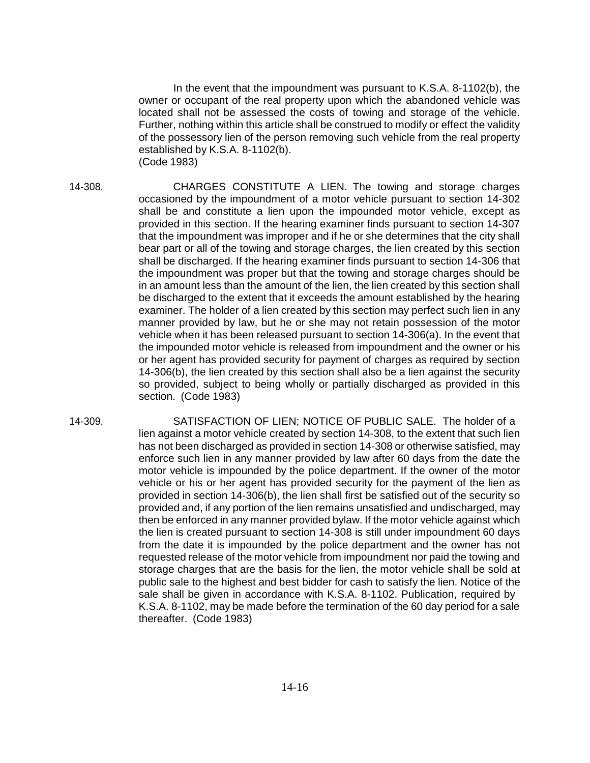In the event that the impoundment was pursuant to K.S.A. 8-1102(b), the owner or occupant of the real property upon which the abandoned vehicle was located shall not be assessed the costs of towing and storage of the vehicle. Further, nothing within this article shall be construed to modify or effect the validity of the possessory lien of the person removing such vehicle from the real property established by K.S.A. 8-1102(b).
(Code 1983)

14-308. CHARGES CONSTITUTE A LIEN. The towing and storage charges occasioned by the impoundment of a motor vehicle pursuant to section 14-302 shall be and constitute a lien upon the impounded motor vehicle, except as provided in this section. If the hearing examiner finds pursuant to section 14-307 that the impoundment was improper and if he or she determines that the city shall bear part or all of the towing and storage charges, the lien created by this section shall be discharged. If the hearing examiner finds pursuant to section 14-306 that the impoundment was proper but that the towing and storage charges should be in an amount less than the amount of the lien, the lien created by this section shall be discharged to the extent that it exceeds the amount established by the hearing examiner. The holder of a lien created by this section may perfect such lien in any manner provided by law, but he or she may not retain possession of the motor vehicle when it has been released pursuant to section 14-306(a). In the event that the impounded motor vehicle is released from impoundment and the owner or his or her agent has provided security for payment of charges as required by section 14-306(b), the lien created by this section shall also be a lien against the security so provided, subject to being wholly or partially discharged as provided in this section. (Code 1983)

14-309. SATISFACTION OF LIEN; NOTICE OF PUBLIC SALE. The holder of a lien against a motor vehicle created by section 14-308, to the extent that such lien has not been discharged as provided in section 14-308 or otherwise satisfied, may enforce such lien in any manner provided by law after 60 days from the date the motor vehicle is impounded by the police department. If the owner of the motor vehicle or his or her agent has provided security for the payment of the lien as provided in section 14-306(b), the lien shall first be satisfied out of the security so provided and, if any portion of the lien remains unsatisfied and undischarged, may then be enforced in any manner provided bylaw. If the motor vehicle against which the lien is created pursuant to section 14-308 is still under impoundment 60 days from the date it is impounded by the police department and the owner has not requested release of the motor vehicle from impoundment nor paid the towing and storage charges that are the basis for the lien, the motor vehicle shall be sold at public sale to the highest and best bidder for cash to satisfy the lien. Notice of the sale shall be given in accordance with K.S.A. 8-1102. Publication, required by K.S.A. 8-1102, may be made before the termination of the 60 day period for a sale thereafter. (Code 1983)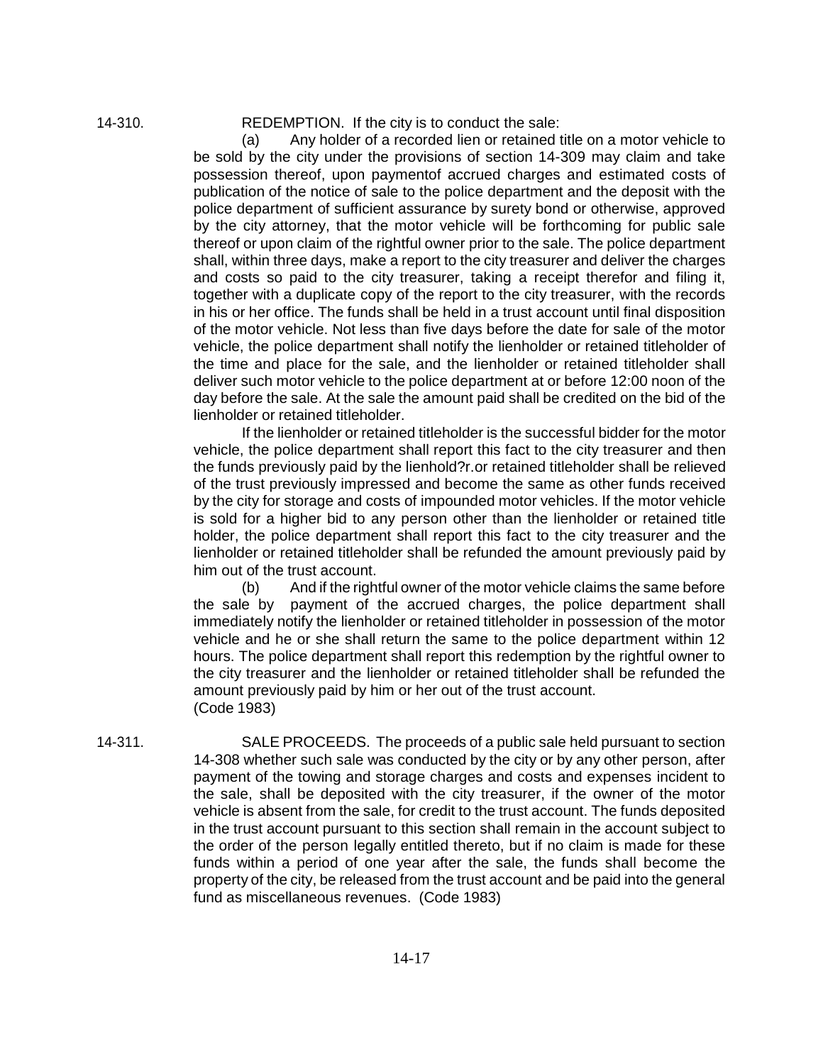14-310. REDEMPTION. If the city is to conduct the sale:

(a) Any holder of a recorded lien or retained title on a motor vehicle to be sold by the city under the provisions of section 14-309 may claim and take possession thereof, upon paymentof accrued charges and estimated costs of publication of the notice of sale to the police department and the deposit with the police department of sufficient assurance by surety bond or otherwise, approved by the city attorney, that the motor vehicle will be forthcoming for public sale thereof or upon claim of the rightful owner prior to the sale. The police department shall, within three days, make a report to the city treasurer and deliver the charges and costs so paid to the city treasurer, taking a receipt therefor and filing it, together with a duplicate copy of the report to the city treasurer, with the records in his or her office. The funds shall be held in a trust account until final disposition of the motor vehicle. Not less than five days before the date for sale of the motor vehicle, the police department shall notify the lienholder or retained titleholder of the time and place for the sale, and the lienholder or retained titleholder shall deliver such motor vehicle to the police department at or before 12:00 noon of the day before the sale. At the sale the amount paid shall be credited on the bid of the lienholder or retained titleholder.

If the lienholder or retained titleholder is the successful bidder for the motor vehicle, the police department shall report this fact to the city treasurer and then the funds previously paid by the lienhold?r.or retained titleholder shall be relieved of the trust previously impressed and become the same as other funds received by the city for storage and costs of impounded motor vehicles. If the motor vehicle is sold for a higher bid to any person other than the lienholder or retained title holder, the police department shall report this fact to the city treasurer and the lienholder or retained titleholder shall be refunded the amount previously paid by him out of the trust account.

(b) And if the rightful owner of the motor vehicle claims the same before the sale by payment of the accrued charges, the police department shall immediately notify the lienholder or retained titleholder in possession of the motor vehicle and he or she shall return the same to the police department within 12 hours. The police department shall report this redemption by the rightful owner to the city treasurer and the lienholder or retained titleholder shall be refunded the amount previously paid by him or her out of the trust account.
(Code 1983)

14-311. SALE PROCEEDS. The proceeds of a public sale held pursuant to section 14-308 whether such sale was conducted by the city or by any other person, after payment of the towing and storage charges and costs and expenses incident to the sale, shall be deposited with the city treasurer, if the owner of the motor vehicle is absent from the sale, for credit to the trust account. The funds deposited in the trust account pursuant to this section shall remain in the account subject to the order of the person legally entitled thereto, but if no claim is made for these funds within a period of one year after the sale, the funds shall become the property of the city, be released from the trust account and be paid into the general fund as miscellaneous revenues. (Code 1983)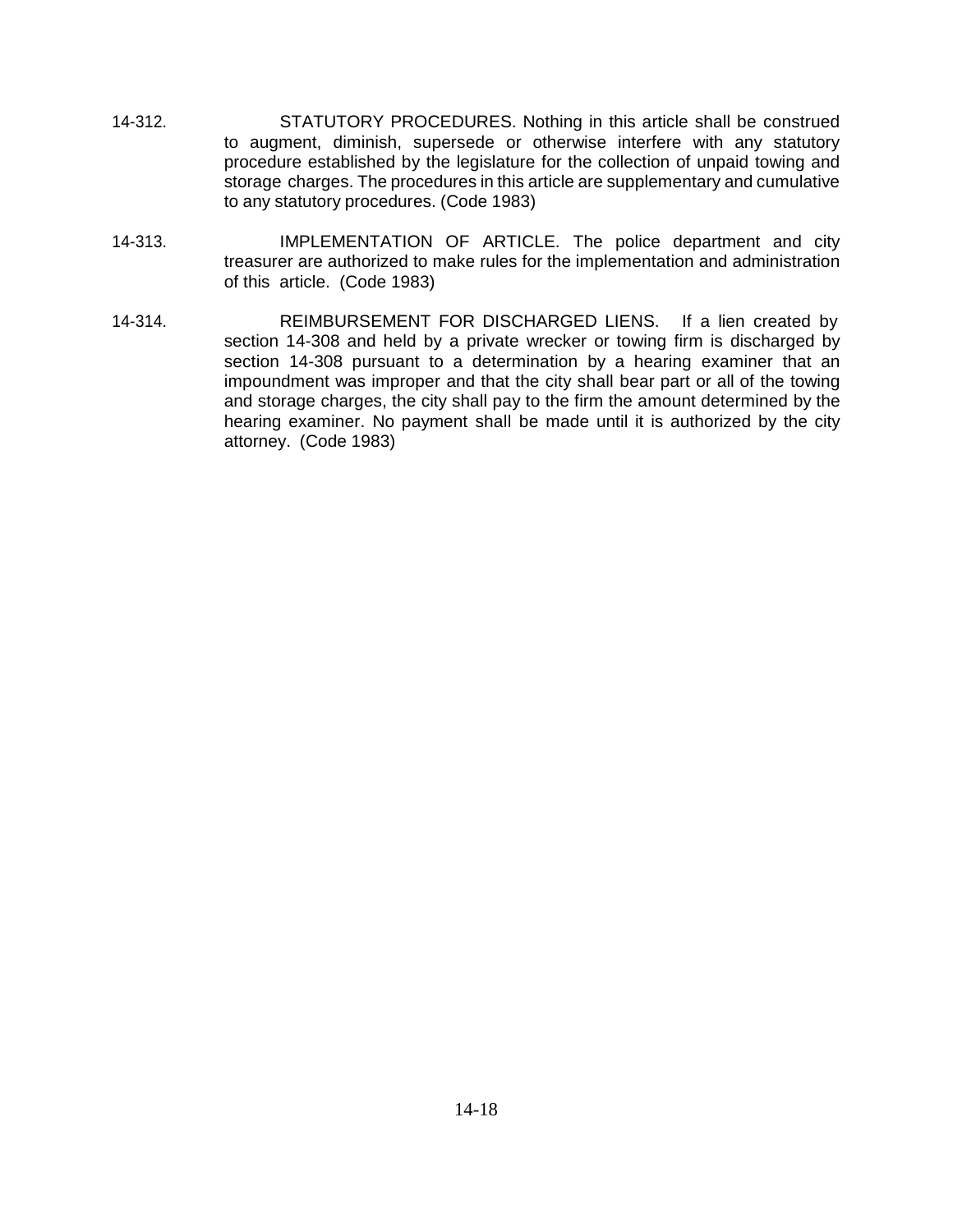14-312. STATUTORY PROCEDURES. Nothing in this article shall be construed to augment, diminish, supersede or otherwise interfere with any statutory procedure established by the legislature for the collection of unpaid towing and storage charges. The procedures in this article are supplementary and cumulative to any statutory procedures. (Code 1983)

14-313. IMPLEMENTATION OF ARTICLE. The police department and city treasurer are authorized to make rules for the implementation and administration of this article. (Code 1983)

14-314. REIMBURSEMENT FOR DISCHARGED LIENS. If a lien created by section 14-308 and held by a private wrecker or towing firm is discharged by section 14-308 pursuant to a determination by a hearing examiner that an impoundment was improper and that the city shall bear part or all of the towing and storage charges, the city shall pay to the firm the amount determined by the hearing examiner. No payment shall be made until it is authorized by the city attorney. (Code 1983)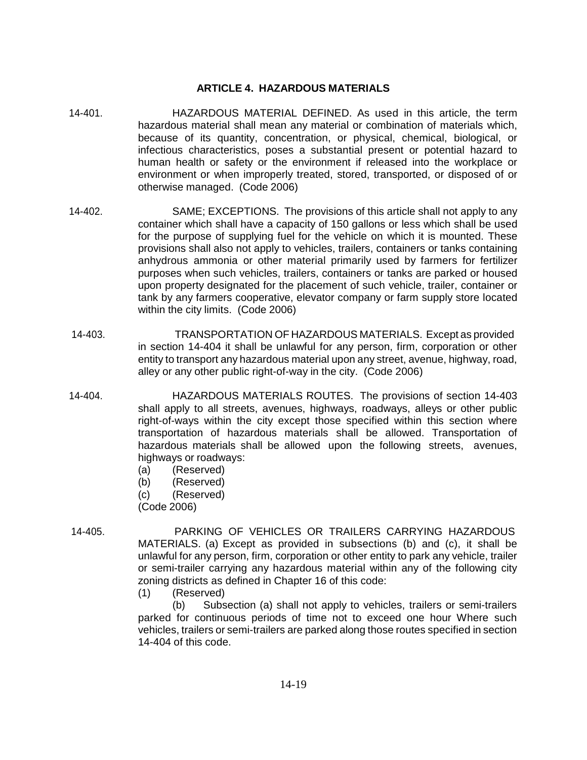## ARTICLE 4. HAZARDOUS MATERIALS

14-401. HAZARDOUS MATERIAL DEFINED. As used in this article, the term hazardous material shall mean any material or combination of materials which, because of its quantity, concentration, or physical, chemical, biological, or infectious characteristics, poses a substantial present or potential hazard to human health or safety or the environment if released into the workplace or environment or when improperly treated, stored, transported, or disposed of or otherwise managed. (Code 2006)

14-402. SAME; EXCEPTIONS. The provisions of this article shall not apply to any container which shall have a capacity of 150 gallons or less which shall be used for the purpose of supplying fuel for the vehicle on which it is mounted. These provisions shall also not apply to vehicles, trailers, containers or tanks containing anhydrous ammonia or other material primarily used by farmers for fertilizer purposes when such vehicles, trailers, containers or tanks are parked or housed upon property designated for the placement of such vehicle, trailer, container or tank by any farmers cooperative, elevator company or farm supply store located within the city limits. (Code 2006)

14-403. TRANSPORTATION OF HAZARDOUS MATERIALS. Except as provided in section 14-404 it shall be unlawful for any person, firm, corporation or other entity to transport any hazardous material upon any street, avenue, highway, road, alley or any other public right-of-way in the city. (Code 2006)

14-404. HAZARDOUS MATERIALS ROUTES. The provisions of section 14-403 shall apply to all streets, avenues, highways, roadways, alleys or other public right-of-ways within the city except those specified within this section where transportation of hazardous materials shall be allowed. Transportation of hazardous materials shall be allowed upon the following streets, avenues, highways or roadways:

(a) (Reserved)
(b) (Reserved)
(c) (Reserved)
(Code 2006)

14-405. PARKING OF VEHICLES OR TRAILERS CARRYING HAZARDOUS MATERIALS. (a) Except as provided in subsections (b) and (c), it shall be unlawful for any person, firm, corporation or other entity to park any vehicle, trailer or semi-trailer carrying any hazardous material within any of the following city zoning districts as defined in Chapter 16 of this code:

(1) (Reserved)

(b) Subsection (a) shall not apply to vehicles, trailers or semi-trailers parked for continuous periods of time not to exceed one hour Where such vehicles, trailers or semi-trailers are parked along those routes specified in section 14-404 of this code.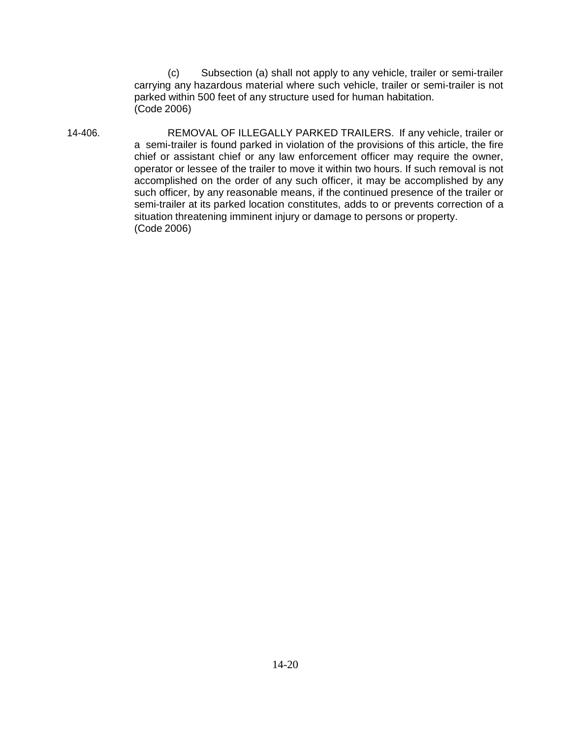(c) Subsection (a) shall not apply to any vehicle, trailer or semi-trailer carrying any hazardous material where such vehicle, trailer or semi-trailer is not parked within 500 feet of any structure used for human habitation.
(Code 2006)

14-406. REMOVAL OF ILLEGALLY PARKED TRAILERS. If any vehicle, trailer or a semi-trailer is found parked in violation of the provisions of this article, the fire chief or assistant chief or any law enforcement officer may require the owner, operator or lessee of the trailer to move it within two hours. If such removal is not accomplished on the order of any such officer, it may be accomplished by any such officer, by any reasonable means, if the continued presence of the trailer or semi-trailer at its parked location constitutes, adds to or prevents correction of a situation threatening imminent injury or damage to persons or property.
(Code 2006)